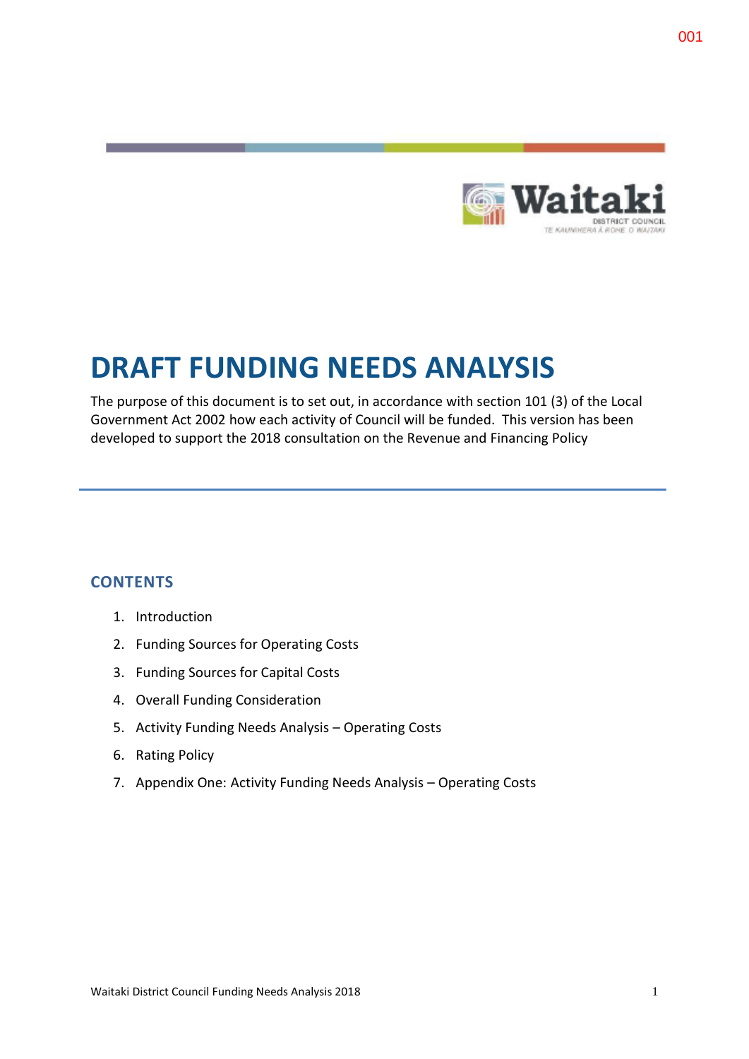# DRAFT FUNDING NEEDS ANALYSIS

The purpose of this document is to set out, in accordance with section 101 (3) of the Local Government Act 2002 how each activity of Council will be funded. This version has been developed to support the 2018 consultation on the Revenue and Financing Policy

## CONTENTS

1. Introduction
2. Funding Sources for Operating Costs
3. Funding Sources for Capital Costs
4. Overall Funding Consideration
5. Activity Funding Needs Analysis – Operating Costs
6. Rating Policy
7. Appendix One: Activity Funding Needs Analysis – Operating Costs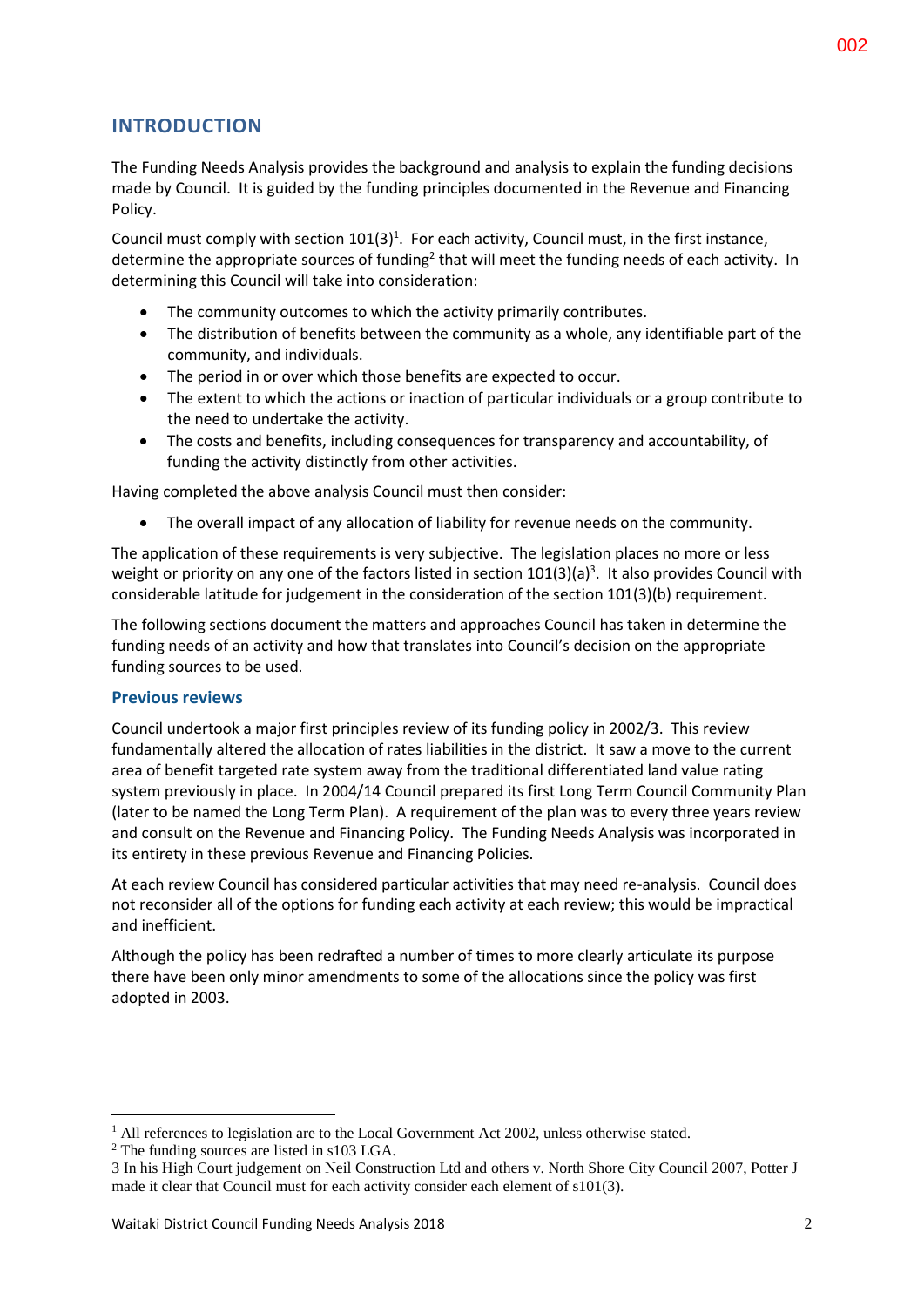## INTRODUCTION

The Funding Needs Analysis provides the background and analysis to explain the funding decisions made by Council. It is guided by the funding principles documented in the Revenue and Financing Policy.

Council must comply with section 101(3)[1]. For each activity, Council must, in the first instance, determine the appropriate sources of funding[2] that will meet the funding needs of each activity. In determining this Council will take into consideration:

- The community outcomes to which the activity primarily contributes.
- The distribution of benefits between the community as a whole, any identifiable part of the community, and individuals.
- The period in or over which those benefits are expected to occur.
- The extent to which the actions or inaction of particular individuals or a group contribute to the need to undertake the activity.
- The costs and benefits, including consequences for transparency and accountability, of funding the activity distinctly from other activities.

Having completed the above analysis Council must then consider:

- The overall impact of any allocation of liability for revenue needs on the community.

The application of these requirements is very subjective. The legislation places no more or less weight or priority on any one of the factors listed in section 101(3)(a)[3]. It also provides Council with considerable latitude for judgement in the consideration of the section 101(3)(b) requirement.

The following sections document the matters and approaches Council has taken in determine the funding needs of an activity and how that translates into Council's decision on the appropriate funding sources to be used.

### Previous reviews

Council undertook a major first principles review of its funding policy in 2002/3. This review fundamentally altered the allocation of rates liabilities in the district. It saw a move to the current area of benefit targeted rate system away from the traditional differentiated land value rating system previously in place. In 2004/14 Council prepared its first Long Term Council Community Plan (later to be named the Long Term Plan). A requirement of the plan was to every three years review and consult on the Revenue and Financing Policy. The Funding Needs Analysis was incorporated in its entirety in these previous Revenue and Financing Policies.

At each review Council has considered particular activities that may need re-analysis. Council does not reconsider all of the options for funding each activity at each review; this would be impractical and inefficient.

Although the policy has been redrafted a number of times to more clearly articulate its purpose there have been only minor amendments to some of the allocations since the policy was first adopted in 2003.

---

[1] All references to legislation are to the Local Government Act 2002, unless otherwise stated.

[2] The funding sources are listed in s103 LGA.

[3] In his High Court judgement on Neil Construction Ltd and others v. North Shore City Council 2007, Potter J made it clear that Council must for each activity consider each element of s101(3).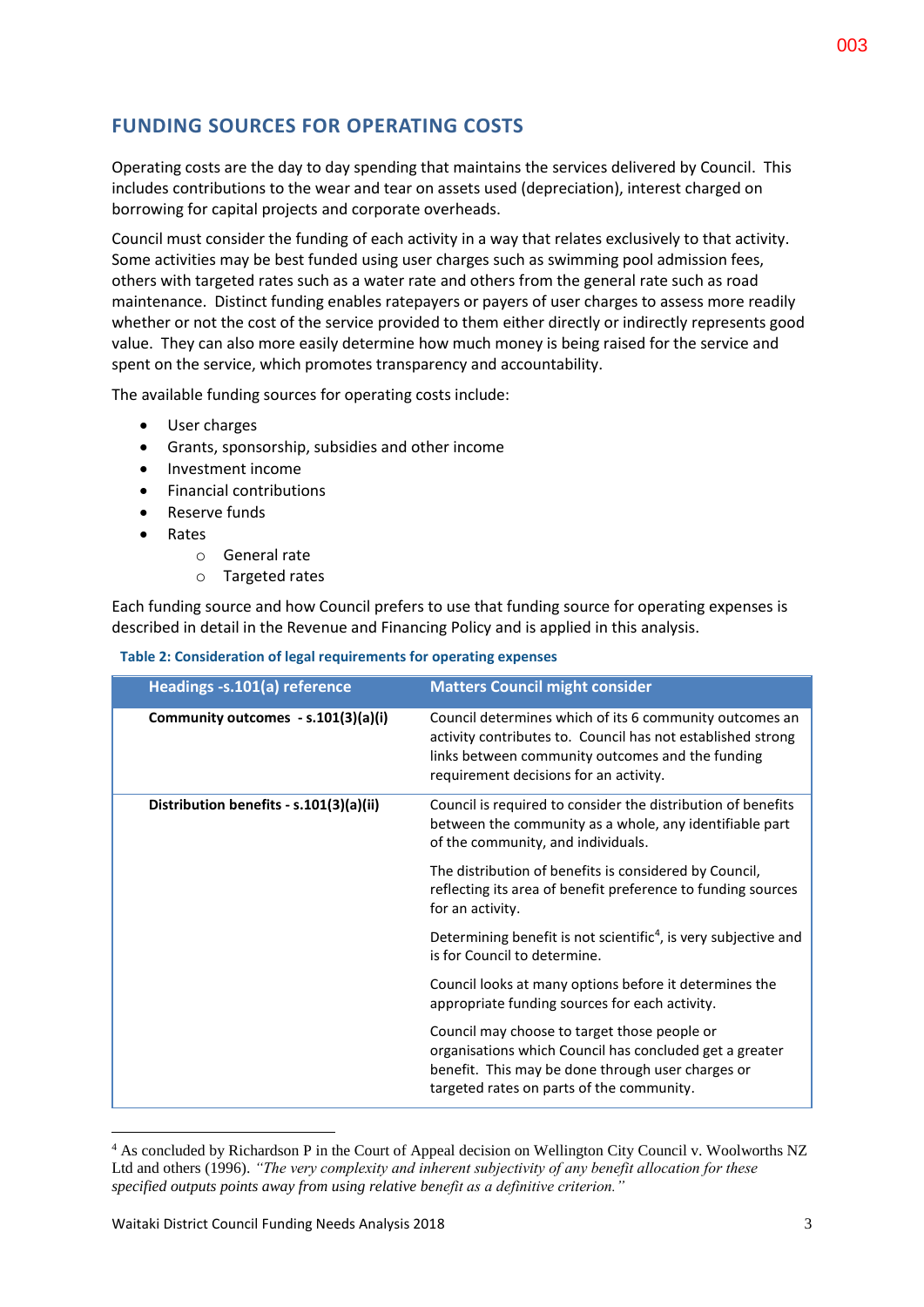## FUNDING SOURCES FOR OPERATING COSTS

Operating costs are the day to day spending that maintains the services delivered by Council. This includes contributions to the wear and tear on assets used (depreciation), interest charged on borrowing for capital projects and corporate overheads.

Council must consider the funding of each activity in a way that relates exclusively to that activity. Some activities may be best funded using user charges such as swimming pool admission fees, others with targeted rates such as a water rate and others from the general rate such as road maintenance. Distinct funding enables ratepayers or payers of user charges to assess more readily whether or not the cost of the service provided to them either directly or indirectly represents good value. They can also more easily determine how much money is being raised for the service and spent on the service, which promotes transparency and accountability.

The available funding sources for operating costs include:

- User charges
- Grants, sponsorship, subsidies and other income
- Investment income
- Financial contributions
- Reserve funds
- Rates
  - General rate
  - Targeted rates

Each funding source and how Council prefers to use that funding source for operating expenses is described in detail in the Revenue and Financing Policy and is applied in this analysis.

**Table 2: Consideration of legal requirements for operating expenses**

| Headings -s.101(a) reference | Matters Council might consider |
|---|---|
| **Community outcomes - s.101(3)(a)(i)** | Council determines which of its 6 community outcomes an activity contributes to. Council has not established strong links between community outcomes and the funding requirement decisions for an activity. |
| **Distribution benefits - s.101(3)(a)(ii)** | Council is required to consider the distribution of benefits between the community as a whole, any identifiable part of the community, and individuals.<br><br>The distribution of benefits is considered by Council, reflecting its area of benefit preference to funding sources for an activity.<br><br>Determining benefit is not scientific[4], is very subjective and is for Council to determine.<br><br>Council looks at many options before it determines the appropriate funding sources for each activity.<br><br>Council may choose to target those people or organisations which Council has concluded get a greater benefit. This may be done through user charges or targeted rates on parts of the community. |

[4] As concluded by Richardson P in the Court of Appeal decision on Wellington City Council v. Woolworths NZ Ltd and others (1996). *"The very complexity and inherent subjectivity of any benefit allocation for these specified outputs points away from using relative benefit as a definitive criterion."*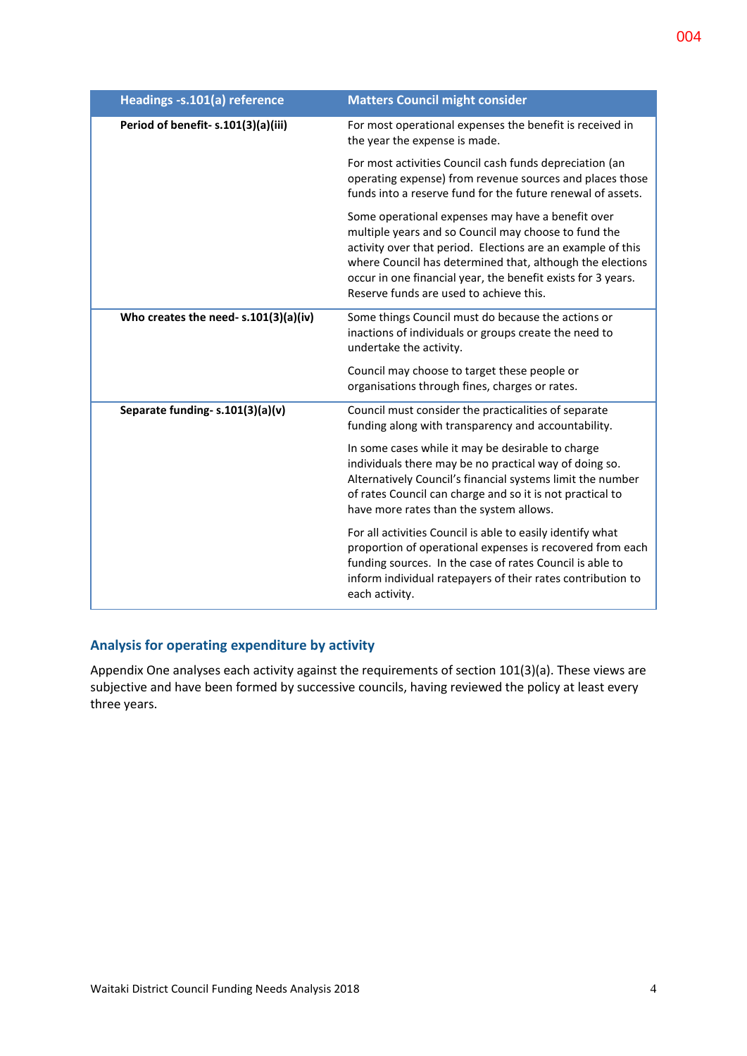| Headings -s.101(a) reference | Matters Council might consider |
|---|---|
| **Period of benefit- s.101(3)(a)(iii)** | For most operational expenses the benefit is received in the year the expense is made. |
| | For most activities Council cash funds depreciation (an operating expense) from revenue sources and places those funds into a reserve fund for the future renewal of assets. |
| | Some operational expenses may have a benefit over multiple years and so Council may choose to fund the activity over that period. Elections are an example of this where Council has determined that, although the elections occur in one financial year, the benefit exists for 3 years. Reserve funds are used to achieve this. |
| **Who creates the need- s.101(3)(a)(iv)** | Some things Council must do because the actions or inactions of individuals or groups create the need to undertake the activity. |
| | Council may choose to target these people or organisations through fines, charges or rates. |
| **Separate funding- s.101(3)(a)(v)** | Council must consider the practicalities of separate funding along with transparency and accountability. |
| | In some cases while it may be desirable to charge individuals there may be no practical way of doing so. Alternatively Council's financial systems limit the number of rates Council can charge and so it is not practical to have more rates than the system allows. |
| | For all activities Council is able to easily identify what proportion of operational expenses is recovered from each funding sources. In the case of rates Council is able to inform individual ratepayers of their rates contribution to each activity. |

## Analysis for operating expenditure by activity

Appendix One analyses each activity against the requirements of section 101(3)(a). These views are subjective and have been formed by successive councils, having reviewed the policy at least every three years.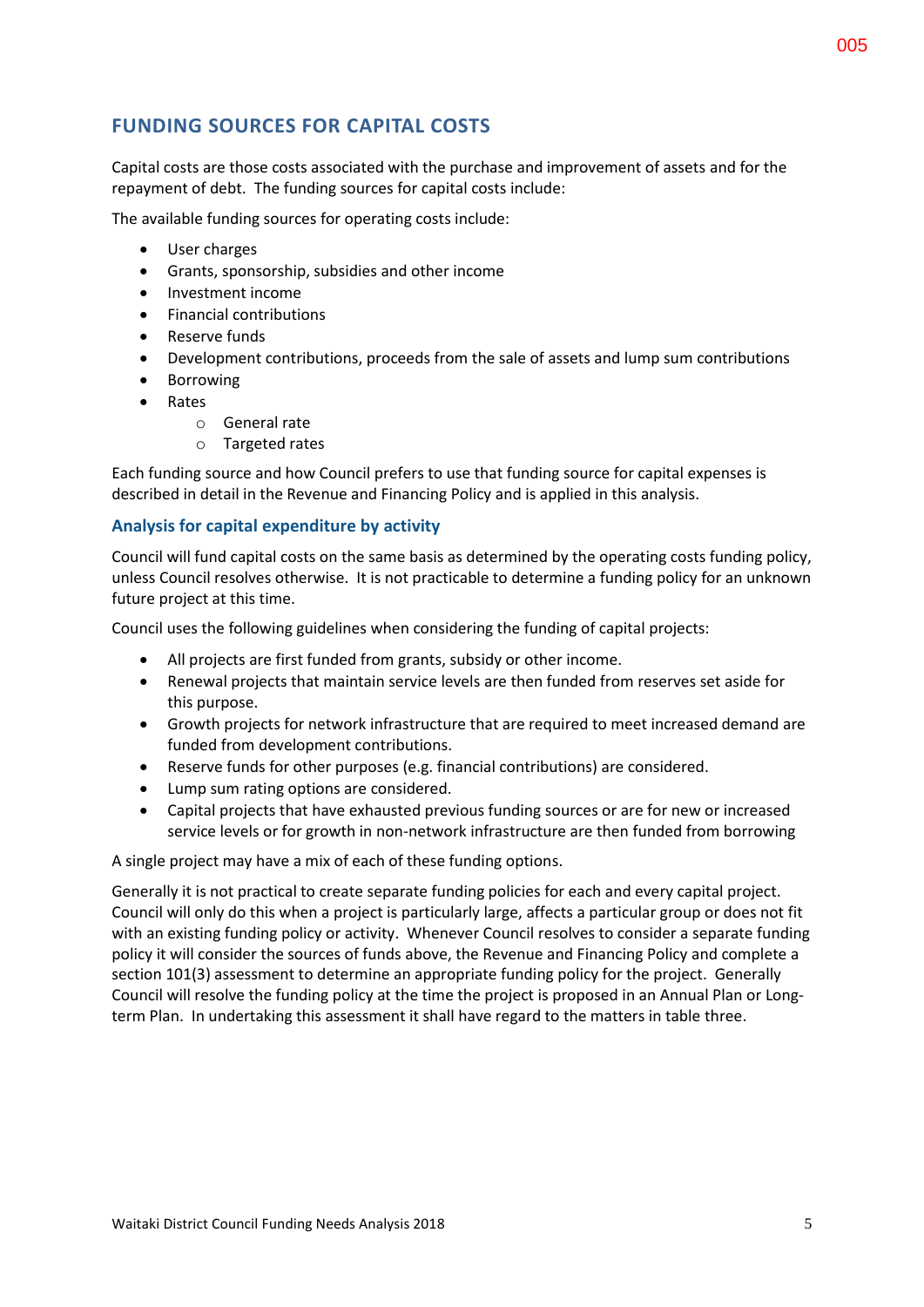## FUNDING SOURCES FOR CAPITAL COSTS

Capital costs are those costs associated with the purchase and improvement of assets and for the repayment of debt. The funding sources for capital costs include:

The available funding sources for operating costs include:

- User charges
- Grants, sponsorship, subsidies and other income
- Investment income
- Financial contributions
- Reserve funds
- Development contributions, proceeds from the sale of assets and lump sum contributions
- Borrowing
- Rates
  - General rate
  - Targeted rates

Each funding source and how Council prefers to use that funding source for capital expenses is described in detail in the Revenue and Financing Policy and is applied in this analysis.

### Analysis for capital expenditure by activity

Council will fund capital costs on the same basis as determined by the operating costs funding policy, unless Council resolves otherwise. It is not practicable to determine a funding policy for an unknown future project at this time.

Council uses the following guidelines when considering the funding of capital projects:

- All projects are first funded from grants, subsidy or other income.
- Renewal projects that maintain service levels are then funded from reserves set aside for this purpose.
- Growth projects for network infrastructure that are required to meet increased demand are funded from development contributions.
- Reserve funds for other purposes (e.g. financial contributions) are considered.
- Lump sum rating options are considered.
- Capital projects that have exhausted previous funding sources or are for new or increased service levels or for growth in non-network infrastructure are then funded from borrowing

A single project may have a mix of each of these funding options.

Generally it is not practical to create separate funding policies for each and every capital project. Council will only do this when a project is particularly large, affects a particular group or does not fit with an existing funding policy or activity. Whenever Council resolves to consider a separate funding policy it will consider the sources of funds above, the Revenue and Financing Policy and complete a section 101(3) assessment to determine an appropriate funding policy for the project. Generally Council will resolve the funding policy at the time the project is proposed in an Annual Plan or Long-term Plan. In undertaking this assessment it shall have regard to the matters in table three.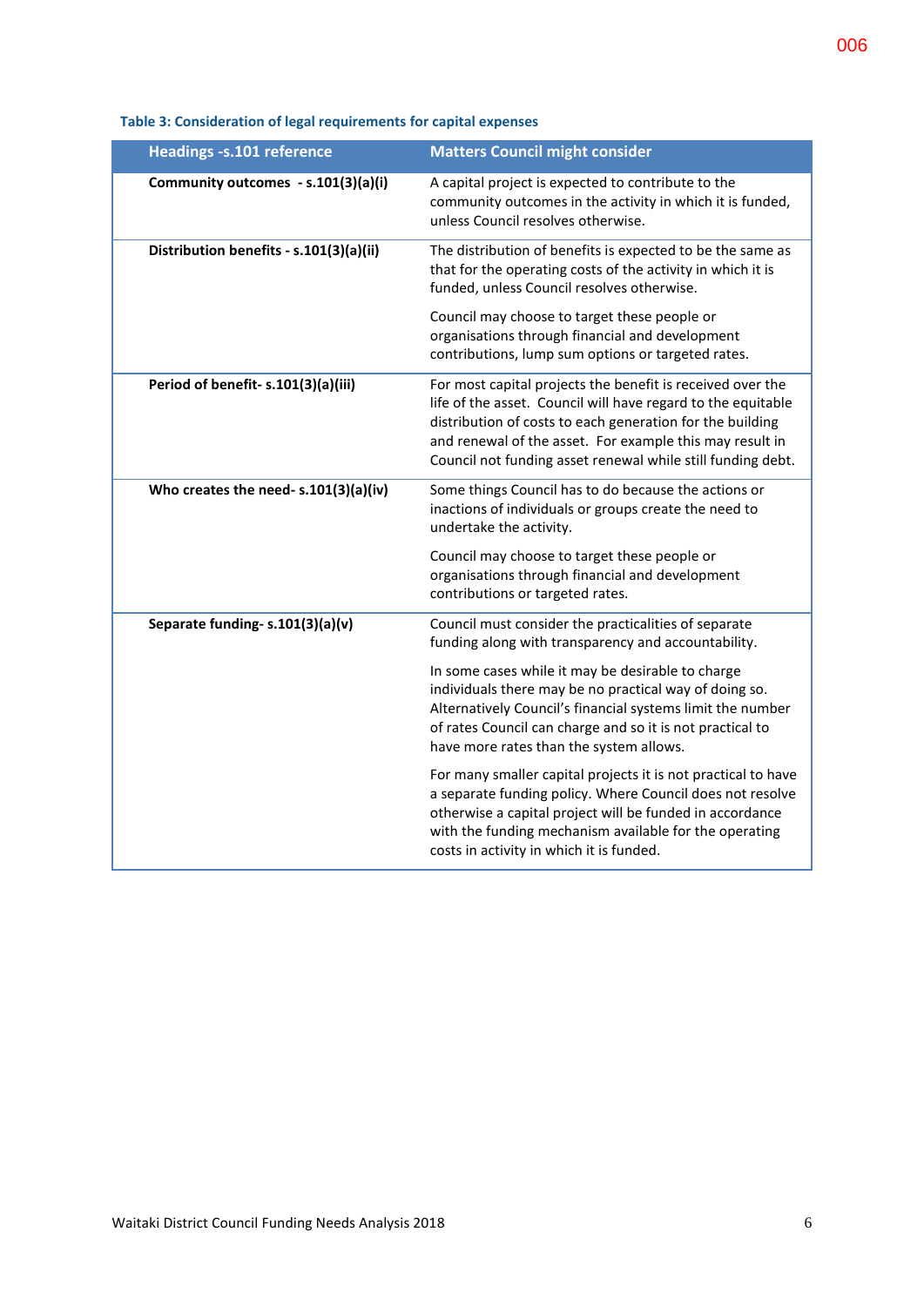**Table 3: Consideration of legal requirements for capital expenses**

| Headings -s.101 reference | Matters Council might consider |
|---|---|
| **Community outcomes - s.101(3)(a)(i)** | A capital project is expected to contribute to the community outcomes in the activity in which it is funded, unless Council resolves otherwise. |
| **Distribution benefits - s.101(3)(a)(ii)** | The distribution of benefits is expected to be the same as that for the operating costs of the activity in which it is funded, unless Council resolves otherwise.<br><br>Council may choose to target these people or organisations through financial and development contributions, lump sum options or targeted rates. |
| **Period of benefit- s.101(3)(a)(iii)** | For most capital projects the benefit is received over the life of the asset. Council will have regard to the equitable distribution of costs to each generation for the building and renewal of the asset. For example this may result in Council not funding asset renewal while still funding debt. |
| **Who creates the need- s.101(3)(a)(iv)** | Some things Council has to do because the actions or inactions of individuals or groups create the need to undertake the activity.<br><br>Council may choose to target these people or organisations through financial and development contributions or targeted rates. |
| **Separate funding- s.101(3)(a)(v)** | Council must consider the practicalities of separate funding along with transparency and accountability.<br><br>In some cases while it may be desirable to charge individuals there may be no practical way of doing so. Alternatively Council's financial systems limit the number of rates Council can charge and so it is not practical to have more rates than the system allows.<br><br>For many smaller capital projects it is not practical to have a separate funding policy. Where Council does not resolve otherwise a capital project will be funded in accordance with the funding mechanism available for the operating costs in activity in which it is funded. |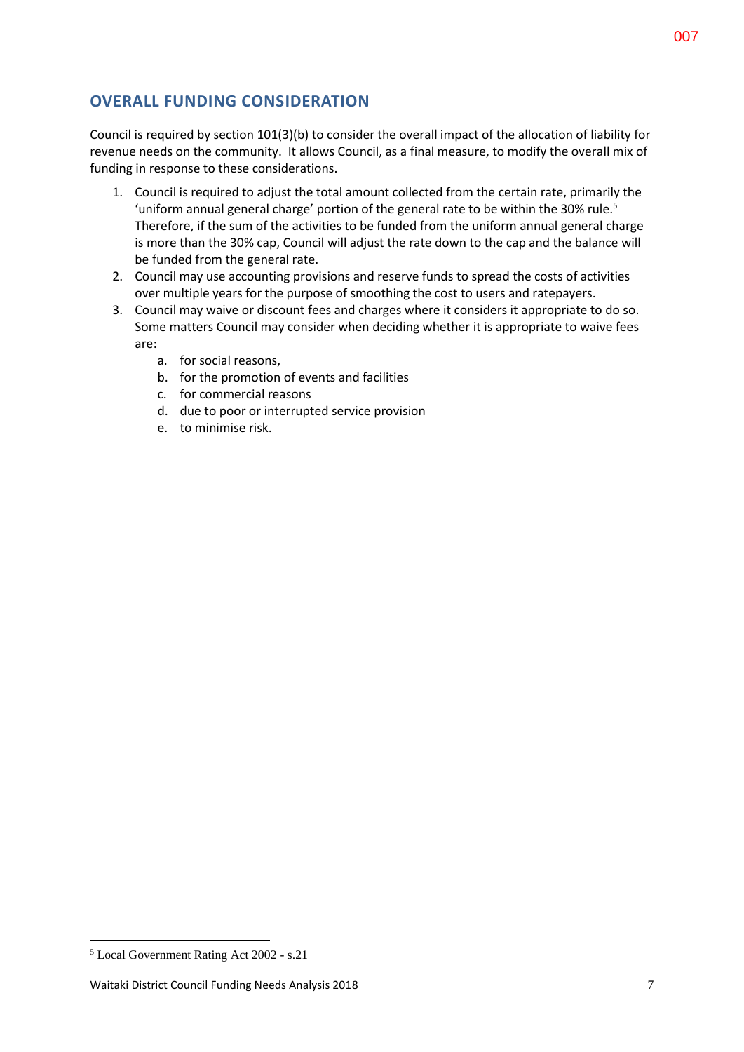## OVERALL FUNDING CONSIDERATION

Council is required by section 101(3)(b) to consider the overall impact of the allocation of liability for revenue needs on the community. It allows Council, as a final measure, to modify the overall mix of funding in response to these considerations.

1. Council is required to adjust the total amount collected from the certain rate, primarily the 'uniform annual general charge' portion of the general rate to be within the 30% rule.[5] Therefore, if the sum of the activities to be funded from the uniform annual general charge is more than the 30% cap, Council will adjust the rate down to the cap and the balance will be funded from the general rate.
2. Council may use accounting provisions and reserve funds to spread the costs of activities over multiple years for the purpose of smoothing the cost to users and ratepayers.
3. Council may waive or discount fees and charges where it considers it appropriate to do so. Some matters Council may consider when deciding whether it is appropriate to waive fees are:
   a. for social reasons,
   b. for the promotion of events and facilities
   c. for commercial reasons
   d. due to poor or interrupted service provision
   e. to minimise risk.

[5] Local Government Rating Act 2002 - s.21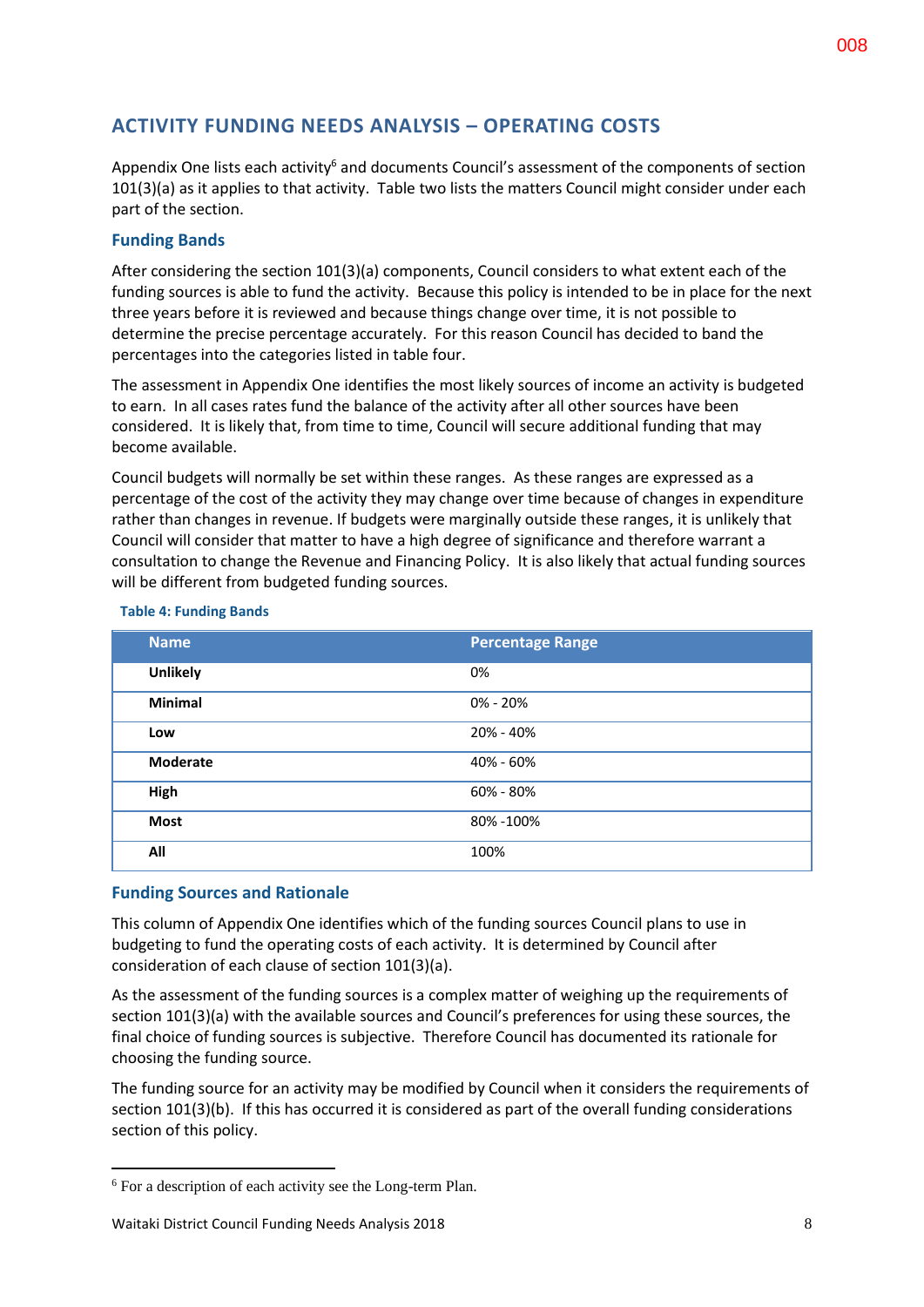## ACTIVITY FUNDING NEEDS ANALYSIS – OPERATING COSTS

Appendix One lists each activity[6] and documents Council's assessment of the components of section 101(3)(a) as it applies to that activity. Table two lists the matters Council might consider under each part of the section.

### Funding Bands

After considering the section 101(3)(a) components, Council considers to what extent each of the funding sources is able to fund the activity. Because this policy is intended to be in place for the next three years before it is reviewed and because things change over time, it is not possible to determine the precise percentage accurately. For this reason Council has decided to band the percentages into the categories listed in table four.

The assessment in Appendix One identifies the most likely sources of income an activity is budgeted to earn. In all cases rates fund the balance of the activity after all other sources have been considered. It is likely that, from time to time, Council will secure additional funding that may become available.

Council budgets will normally be set within these ranges. As these ranges are expressed as a percentage of the cost of the activity they may change over time because of changes in expenditure rather than changes in revenue. If budgets were marginally outside these ranges, it is unlikely that Council will consider that matter to have a high degree of significance and therefore warrant a consultation to change the Revenue and Financing Policy. It is also likely that actual funding sources will be different from budgeted funding sources.

**Table 4: Funding Bands**

| Name | Percentage Range |
|---|---|
| **Unlikely** | 0% |
| **Minimal** | 0% - 20% |
| **Low** | 20% - 40% |
| **Moderate** | 40% - 60% |
| **High** | 60% - 80% |
| **Most** | 80% -100% |
| **All** | 100% |

### Funding Sources and Rationale

This column of Appendix One identifies which of the funding sources Council plans to use in budgeting to fund the operating costs of each activity. It is determined by Council after consideration of each clause of section 101(3)(a).

As the assessment of the funding sources is a complex matter of weighing up the requirements of section 101(3)(a) with the available sources and Council's preferences for using these sources, the final choice of funding sources is subjective. Therefore Council has documented its rationale for choosing the funding source.

The funding source for an activity may be modified by Council when it considers the requirements of section 101(3)(b). If this has occurred it is considered as part of the overall funding considerations section of this policy.

[6] For a description of each activity see the Long-term Plan.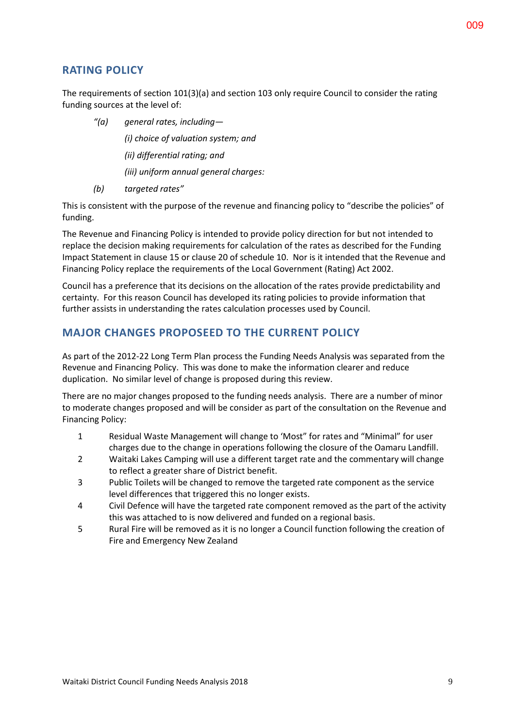## RATING POLICY

The requirements of section 101(3)(a) and section 103 only require Council to consider the rating funding sources at the level of:

> *"(a) general rates, including—*
>
> *(i) choice of valuation system; and*
>
> *(ii) differential rating; and*
>
> *(iii) uniform annual general charges:*
>
> *(b) targeted rates"*

This is consistent with the purpose of the revenue and financing policy to "describe the policies" of funding.

The Revenue and Financing Policy is intended to provide policy direction for but not intended to replace the decision making requirements for calculation of the rates as described for the Funding Impact Statement in clause 15 or clause 20 of schedule 10. Nor is it intended that the Revenue and Financing Policy replace the requirements of the Local Government (Rating) Act 2002.

Council has a preference that its decisions on the allocation of the rates provide predictability and certainty. For this reason Council has developed its rating policies to provide information that further assists in understanding the rates calculation processes used by Council.

## MAJOR CHANGES PROPOSEED TO THE CURRENT POLICY

As part of the 2012-22 Long Term Plan process the Funding Needs Analysis was separated from the Revenue and Financing Policy. This was done to make the information clearer and reduce duplication. No similar level of change is proposed during this review.

There are no major changes proposed to the funding needs analysis. There are a number of minor to moderate changes proposed and will be consider as part of the consultation on the Revenue and Financing Policy:

1. Residual Waste Management will change to 'Most" for rates and "Minimal" for user charges due to the change in operations following the closure of the Oamaru Landfill.
2. Waitaki Lakes Camping will use a different target rate and the commentary will change to reflect a greater share of District benefit.
3. Public Toilets will be changed to remove the targeted rate component as the service level differences that triggered this no longer exists.
4. Civil Defence will have the targeted rate component removed as the part of the activity this was attached to is now delivered and funded on a regional basis.
5. Rural Fire will be removed as it is no longer a Council function following the creation of Fire and Emergency New Zealand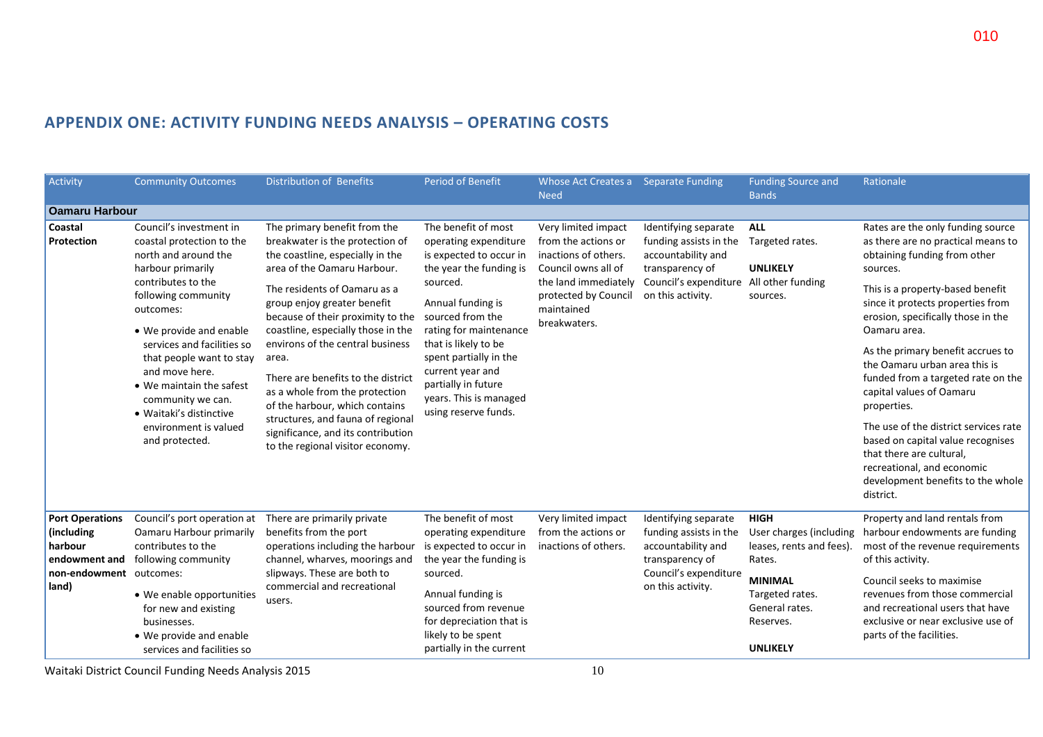## APPENDIX ONE: ACTIVITY FUNDING NEEDS ANALYSIS – OPERATING COSTS

| Activity | Community Outcomes | Distribution of Benefits | Period of Benefit | Whose Act Creates a Need | Separate Funding | Funding Source and Bands | Rationale |
|---|---|---|---|---|---|---|---|
| **Oamaru Harbour** | | | | | | | |
| **Coastal Protection** | Council's investment in coastal protection to the north and around the harbour primarily contributes to the following community outcomes:<br>• We provide and enable services and facilities so that people want to stay and move here.<br>• We maintain the safest community we can.<br>• Waitaki's distinctive environment is valued and protected. | The primary benefit from the breakwater is the protection of the coastline, especially in the area of the Oamaru Harbour.<br>The residents of Oamaru as a group enjoy greater benefit because of their proximity to the coastline, especially those in the environs of the central business area.<br>There are benefits to the district as a whole from the protection of the harbour, which contains structures, and fauna of regional significance, and its contribution to the regional visitor economy. | The benefit of most operating expenditure is expected to occur in the year the funding is sourced.<br>Annual funding is sourced from the rating for maintenance that is likely to be spent partially in the current year and partially in future years. This is managed using reserve funds. | Very limited impact from the actions or inactions of others. Council owns all of the land immediately protected by Council maintained breakwaters. | Identifying separate funding assists in the accountability and transparency of Council's expenditure on this activity. | **ALL**<br>Targeted rates.<br>**UNLIKELY**<br>All other funding sources. | Rates are the only funding source as there are no practical means to obtaining funding from other sources.<br>This is a property-based benefit since it protects properties from erosion, specifically those in the Oamaru area.<br>As the primary benefit accrues to the Oamaru urban area this is funded from a targeted rate on the capital values of Oamaru properties.<br>The use of the district services rate based on capital value recognises that there are cultural, recreational, and economic development benefits to the whole district. |
| **Port Operations (including harbour endowment and non-endowment land)** | Council's port operation at Oamaru Harbour primarily contributes to the following community outcomes:<br>• We enable opportunities for new and existing businesses.<br>• We provide and enable services and facilities so | There are primarily private benefits from the port operations including the harbour channel, wharves, moorings and slipways. These are both to commercial and recreational users. | The benefit of most operating expenditure is expected to occur in the year the funding is sourced.<br>Annual funding is sourced from revenue for depreciation that is likely to be spent partially in the current | Very limited impact from the actions or inactions of others. | Identifying separate funding assists in the accountability and transparency of Council's expenditure on this activity. | **HIGH**<br>User charges (including leases, rents and fees).<br>Rates.<br>**MINIMAL**<br>Targeted rates.<br>General rates.<br>Reserves.<br>**UNLIKELY** | Property and land rentals from harbour endowments are funding most of the revenue requirements of this activity.<br>Council seeks to maximise revenues from those commercial and recreational users that have exclusive or near exclusive use of parts of the facilities. |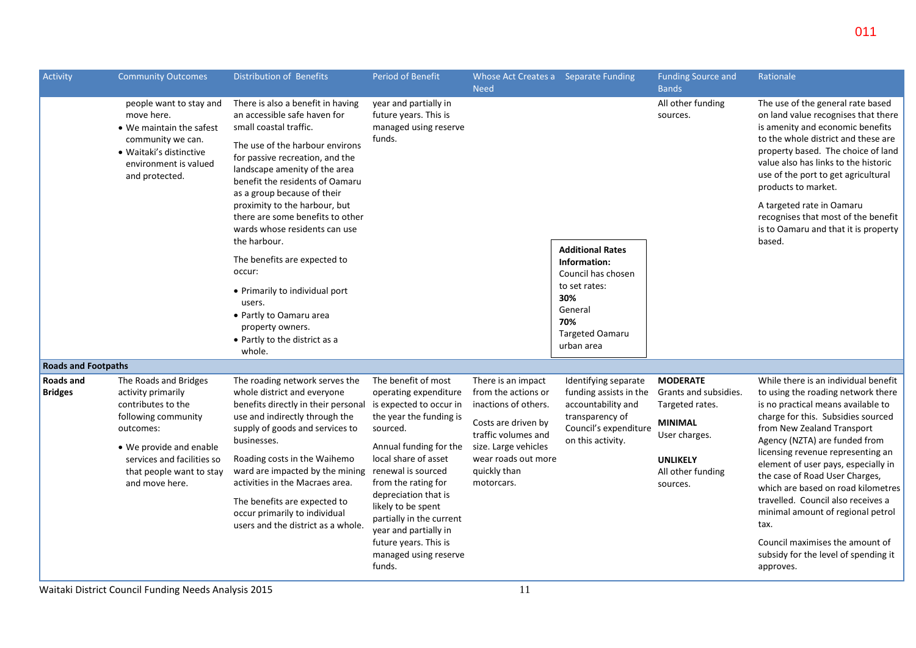| Activity | Community Outcomes | Distribution of Benefits | Period of Benefit | Whose Act Creates a Need | Separate Funding | Funding Source and Bands | Rationale |
|---|---|---|---|---|---|---|---|
| | people want to stay and move here.<br>• We maintain the safest community we can.<br>• Waitaki's distinctive environment is valued and protected. | There is also a benefit in having an accessible safe haven for small coastal traffic.<br>The use of the harbour environs for passive recreation, and the landscape amenity of the area benefit the residents of Oamaru as a group because of their proximity to the harbour, but there are some benefits to other wards whose residents can use the harbour.<br>The benefits are expected to occur:<br>• Primarily to individual port users.<br>• Partly to Oamaru area property owners.<br>• Partly to the district as a whole. | year and partially in future years. This is managed using reserve funds. | | **Additional Rates Information:**<br>Council has chosen to set rates:<br>**30%**<br>General<br>**70%**<br>Targeted Oamaru urban area | All other funding sources. | The use of the general rate based on land value recognises that there is amenity and economic benefits to the whole district and these are property based. The choice of land value also has links to the historic use of the port to get agricultural products to market.<br>A targeted rate in Oamaru recognises that most of the benefit is to Oamaru and that it is property based. |
| **Roads and Footpaths** | | | | | | | |
| **Roads and Bridges** | The Roads and Bridges activity primarily contributes to the following community outcomes:<br>• We provide and enable services and facilities so that people want to stay and move here. | The roading network serves the whole district and everyone benefits directly in their personal use and indirectly through the supply of goods and services to businesses.<br>Roading costs in the Waihemo ward are impacted by the mining activities in the Macraes area.<br>The benefits are expected to occur primarily to individual users and the district as a whole. | The benefit of most operating expenditure is expected to occur in the year the funding is sourced.<br>Annual funding for the local share of asset renewal is sourced from the rating for depreciation that is likely to be spent partially in the current year and partially in future years. This is managed using reserve funds. | There is an impact from the actions or inactions of others.<br>Costs are driven by traffic volumes and size. Large vehicles wear roads out more quickly than motorcars. | Identifying separate funding assists in the accountability and transparency of Council's expenditure on this activity. | **MODERATE**<br>Grants and subsidies.<br>Targeted rates.<br>**MINIMAL**<br>User charges.<br>**UNLIKELY**<br>All other funding sources. | While there is an individual benefit to using the roading network there is no practical means available to charge for this. Subsidies sourced from New Zealand Transport Agency (NZTA) are funded from licensing revenue representing an element of user pays, especially in the case of Road User Charges, which are based on road kilometres travelled. Council also receives a minimal amount of regional petrol tax.<br>Council maximises the amount of subsidy for the level of spending it approves. |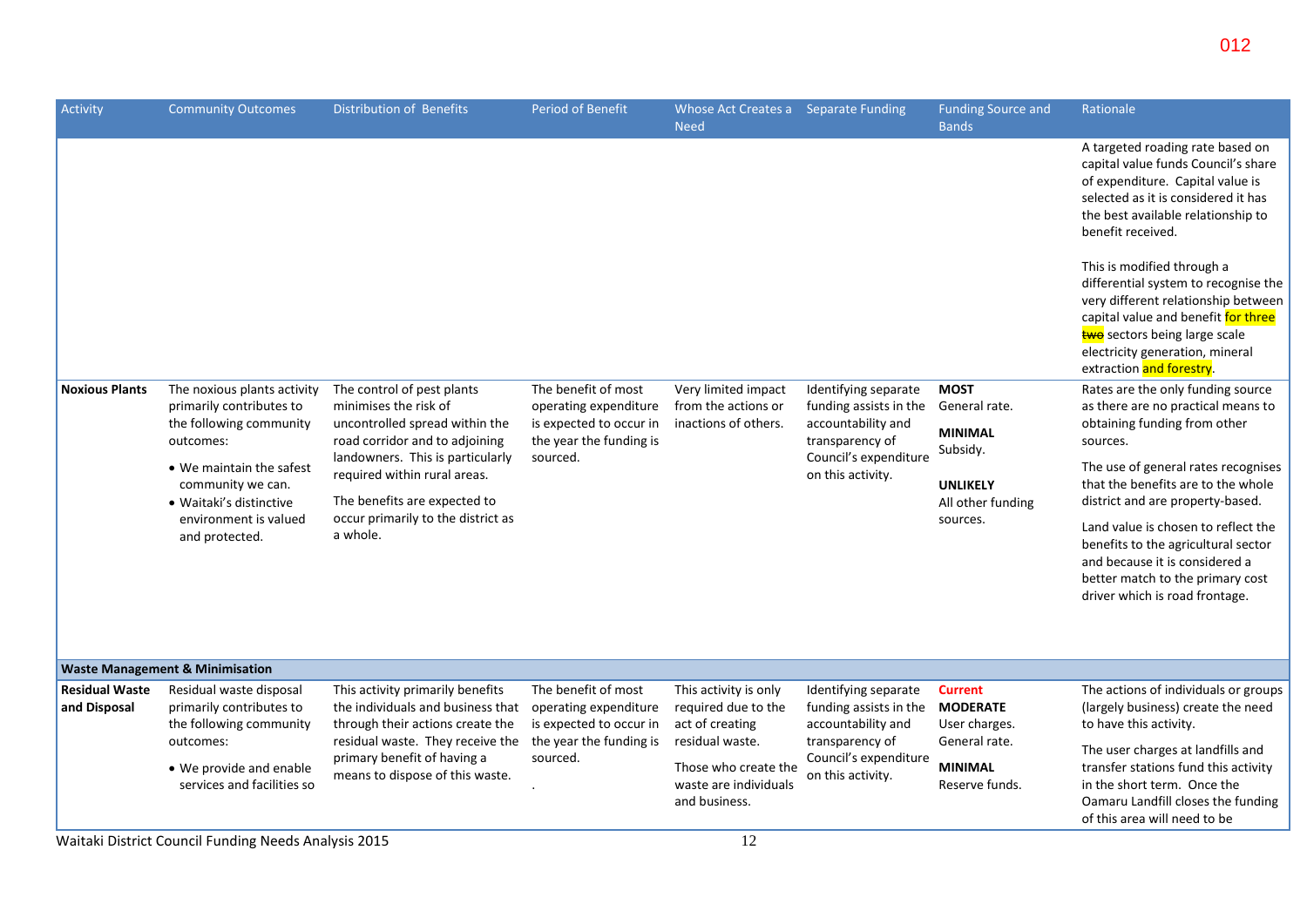| Activity | Community Outcomes | Distribution of Benefits | Period of Benefit | Whose Act Creates a Need | Separate Funding | Funding Source and Bands | Rationale |
|---|---|---|---|---|---|---|---|
| | | | | | | | A targeted roading rate based on capital value funds Council's share of expenditure. Capital value is selected as it is considered it has the best available relationship to benefit received.<br><br>This is modified through a differential system to recognise the very different relationship between capital value and benefit for three ~~two~~ sectors being large scale electricity generation, mineral extraction and forestry. |
| **Noxious Plants** | The noxious plants activity primarily contributes to the following community outcomes:<br>• We maintain the safest community we can.<br>• Waitaki's distinctive environment is valued and protected. | The control of pest plants minimises the risk of uncontrolled spread within the road corridor and to adjoining landowners. This is particularly required within rural areas.<br><br>The benefits are expected to occur primarily to the district as a whole. | The benefit of most operating expenditure is expected to occur in the year the funding is sourced. | Very limited impact from the actions or inactions of others. | Identifying separate funding assists in the accountability and transparency of Council's expenditure on this activity. | **MOST**<br>General rate.<br><br>**MINIMAL**<br>Subsidy.<br><br>**UNLIKELY**<br>All other funding sources. | Rates are the only funding source as there are no practical means to obtaining funding from other sources.<br><br>The use of general rates recognises that the benefits are to the whole district and are property-based.<br><br>Land value is chosen to reflect the benefits to the agricultural sector and because it is considered a better match to the primary cost driver which is road frontage. |
| **Waste Management & Minimisation** | | | | | | | |
| **Residual Waste and Disposal** | Residual waste disposal primarily contributes to the following community outcomes:<br>• We provide and enable services and facilities so | This activity primarily benefits the individuals and business that through their actions create the residual waste. They receive the primary benefit of having a means to dispose of this waste. | The benefit of most operating expenditure is expected to occur in the year the funding is sourced.<br>. | This activity is only required due to the act of creating residual waste.<br><br>Those who create the waste are individuals and business. | Identifying separate funding assists in the accountability and transparency of Council's expenditure on this activity. | **Current**<br>**MODERATE**<br>User charges.<br>General rate.<br><br>**MINIMAL**<br>Reserve funds. | The actions of individuals or groups (largely business) create the need to have this activity.<br><br>The user charges at landfills and transfer stations fund this activity in the short term. Once the Oamaru Landfill closes the funding of this area will need to be |

Waitaki District Council Funding Needs Analysis 2015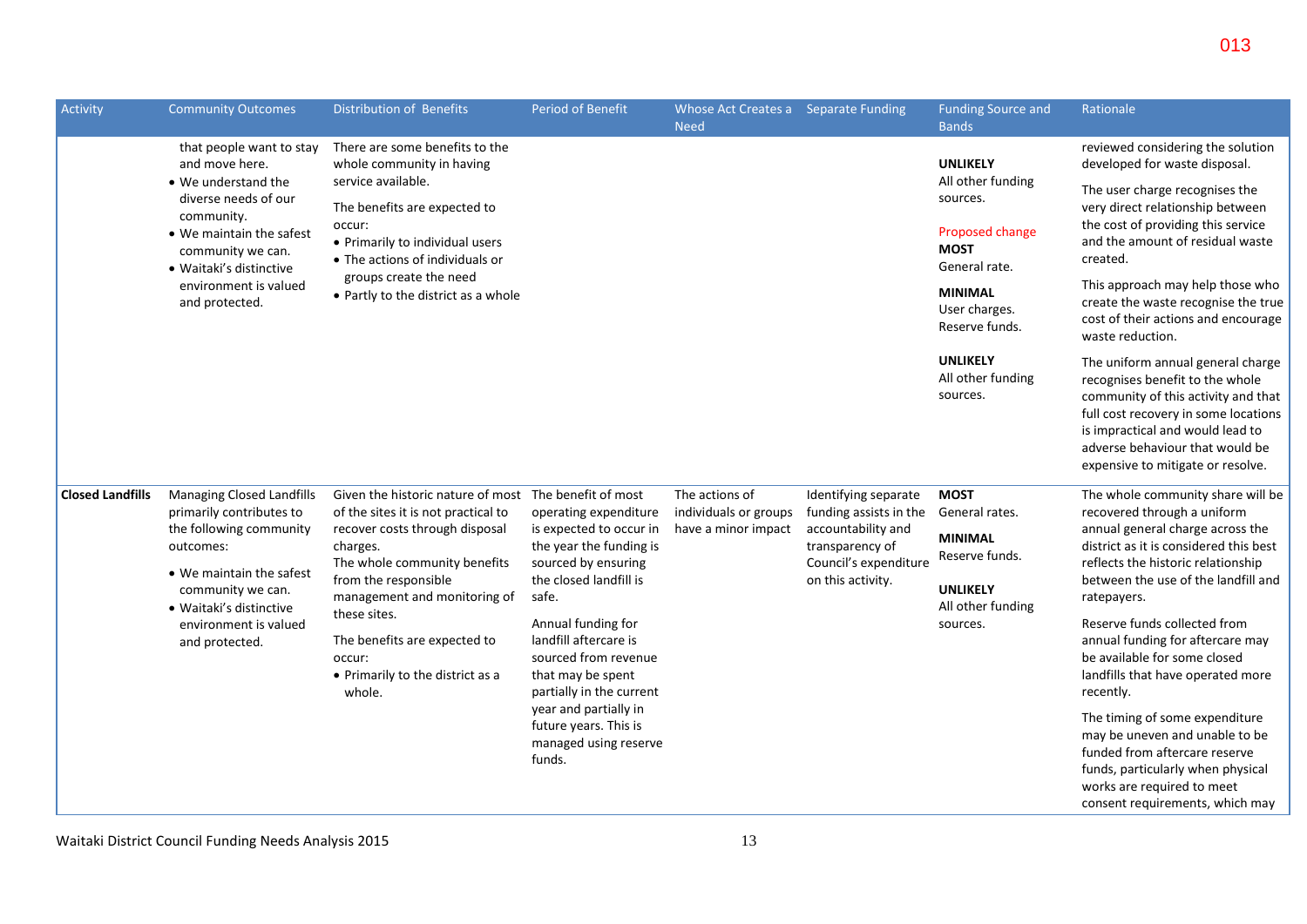| Activity | Community Outcomes | Distribution of Benefits | Period of Benefit | Whose Act Creates a Need | Separate Funding | Funding Source and Bands | Rationale |
|---|---|---|---|---|---|---|---|
| | that people want to stay and move here.<br>• We understand the diverse needs of our community.<br>• We maintain the safest community we can.<br>• Waitaki's distinctive environment is valued and protected. | There are some benefits to the whole community in having service available.<br>The benefits are expected to occur:<br>• Primarily to individual users<br>• The actions of individuals or groups create the need<br>• Partly to the district as a whole | | | | **UNLIKELY**<br>All other funding sources.<br>Proposed change<br>**MOST**<br>General rate.<br>**MINIMAL**<br>User charges.<br>Reserve funds.<br>**UNLIKELY**<br>All other funding sources. | reviewed considering the solution developed for waste disposal.<br>The user charge recognises the very direct relationship between the cost of providing this service and the amount of residual waste created.<br>This approach may help those who create the waste recognise the true cost of their actions and encourage waste reduction.<br>The uniform annual general charge recognises benefit to the whole community of this activity and that full cost recovery in some locations is impractical and would lead to adverse behaviour that would be expensive to mitigate or resolve. |
| **Closed Landfills** | Managing Closed Landfills primarily contributes to the following community outcomes:<br>• We maintain the safest community we can.<br>• Waitaki's distinctive environment is valued and protected. | Given the historic nature of most of the sites it is not practical to recover costs through disposal charges.<br>The whole community benefits from the responsible management and monitoring of these sites.<br>The benefits are expected to occur:<br>• Primarily to the district as a whole. | The benefit of most operating expenditure is expected to occur in the year the funding is sourced by ensuring the closed landfill is safe.<br>Annual funding for landfill aftercare is sourced from revenue that may be spent partially in the current year and partially in future years. This is managed using reserve funds. | The actions of individuals or groups have a minor impact | Identifying separate funding assists in the accountability and transparency of Council's expenditure on this activity. | **MOST**<br>General rates.<br>**MINIMAL**<br>Reserve funds.<br>**UNLIKELY**<br>All other funding sources. | The whole community share will be recovered through a uniform annual general charge across the district as it is considered this best reflects the historic relationship between the use of the landfill and ratepayers.<br>Reserve funds collected from annual funding for aftercare may be available for some closed landfills that have operated more recently.<br>The timing of some expenditure may be uneven and unable to be funded from aftercare reserve funds, particularly when physical works are required to meet consent requirements, which may |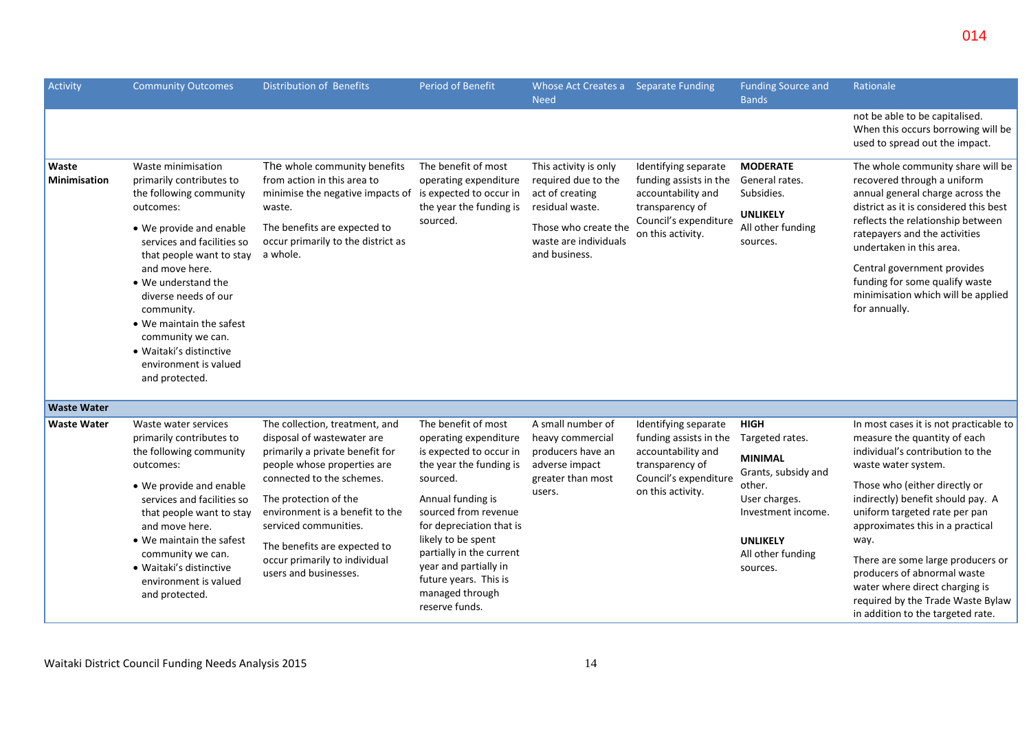| Activity | Community Outcomes | Distribution of Benefits | Period of Benefit | Whose Act Creates a Need | Separate Funding | Funding Source and Bands | Rationale |
|---|---|---|---|---|---|---|---|
| | | | | | | | not be able to be capitalised. When this occurs borrowing will be used to spread out the impact. |
| **Waste Minimisation** | Waste minimisation primarily contributes to the following community outcomes: <br>• We provide and enable services and facilities so that people want to stay and move here. <br>• We understand the diverse needs of our community. <br>• We maintain the safest community we can. <br>• Waitaki's distinctive environment is valued and protected. | The whole community benefits from action in this area to minimise the negative impacts of waste. <br><br>The benefits are expected to occur primarily to the district as a whole. | The benefit of most operating expenditure is expected to occur in the year the funding is sourced. | This activity is only required due to the act of creating residual waste. <br><br>Those who create the waste are individuals and business. | Identifying separate funding assists in the accountability and transparency of Council's expenditure on this activity. | **MODERATE** <br>General rates. <br>Subsidies. <br><br>**UNLIKELY** <br>All other funding sources. | The whole community share will be recovered through a uniform annual general charge across the district as it is considered this best reflects the relationship between ratepayers and the activities undertaken in this area. <br><br>Central government provides funding for some qualify waste minimisation which will be applied for annually. |
| **Waste Water** | | | | | | | |
| **Waste Water** | Waste water services primarily contributes to the following community outcomes: <br>• We provide and enable services and facilities so that people want to stay and move here. <br>• We maintain the safest community we can. <br>• Waitaki's distinctive environment is valued and protected. | The collection, treatment, and disposal of wastewater are primarily a private benefit for people whose properties are connected to the schemes. <br><br>The protection of the environment is a benefit to the serviced communities. <br><br>The benefits are expected to occur primarily to individual users and businesses. | The benefit of most operating expenditure is expected to occur in the year the funding is sourced. <br><br>Annual funding is sourced from revenue for depreciation that is likely to be spent partially in the current year and partially in future years. This is managed through reserve funds. | A small number of heavy commercial producers have an adverse impact greater than most users. | Identifying separate funding assists in the accountability and transparency of Council's expenditure on this activity. | **HIGH** <br>Targeted rates. <br><br>**MINIMAL** <br>Grants, subsidy and other. <br>User charges. <br>Investment income. <br><br>**UNLIKELY** <br>All other funding sources. | In most cases it is not practicable to measure the quantity of each individual's contribution to the waste water system. <br><br>Those who (either directly or indirectly) benefit should pay. A uniform targeted rate per pan approximates this in a practical way. <br><br>There are some large producers or producers of abnormal waste water where direct charging is required by the Trade Waste Bylaw in addition to the targeted rate. |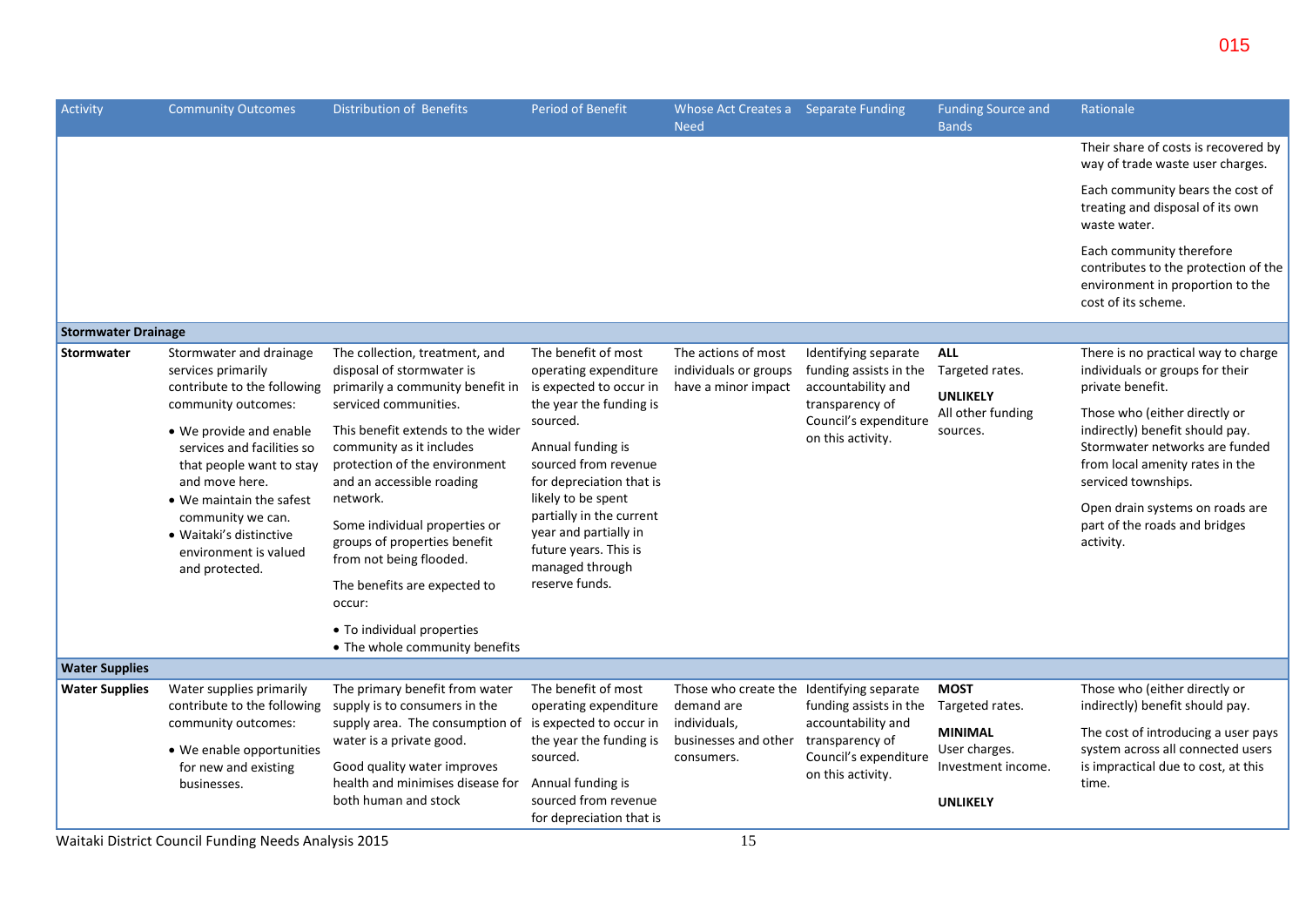| Activity | Community Outcomes | Distribution of Benefits | Period of Benefit | Whose Act Creates a Need | Separate Funding | Funding Source and Bands | Rationale |
|---|---|---|---|---|---|---|---|
| | | | | | | | Their share of costs is recovered by way of trade waste user charges.<br><br>Each community bears the cost of treating and disposal of its own waste water.<br><br>Each community therefore contributes to the protection of the environment in proportion to the cost of its scheme. |
| **Stormwater Drainage** | | | | | | | |
| **Stormwater** | Stormwater and drainage services primarily contribute to the following community outcomes:<br>• We provide and enable services and facilities so that people want to stay and move here.<br>• We maintain the safest community we can.<br>• Waitaki's distinctive environment is valued and protected. | The collection, treatment, and disposal of stormwater is primarily a community benefit in serviced communities.<br><br>This benefit extends to the wider community as it includes protection of the environment and an accessible roading network.<br><br>Some individual properties or groups of properties benefit from not being flooded.<br><br>The benefits are expected to occur:<br>• To individual properties<br>• The whole community benefits | The benefit of most operating expenditure is expected to occur in the year the funding is sourced.<br><br>Annual funding is sourced from revenue for depreciation that is likely to be spent partially in the current year and partially in future years. This is managed through reserve funds. | The actions of most individuals or groups have a minor impact | Identifying separate funding assists in the accountability and transparency of Council's expenditure on this activity. | **ALL**<br>Targeted rates.<br>**UNLIKELY**<br>All other funding sources. | There is no practical way to charge individuals or groups for their private benefit.<br><br>Those who (either directly or indirectly) benefit should pay. Stormwater networks are funded from local amenity rates in the serviced townships.<br><br>Open drain systems on roads are part of the roads and bridges activity. |
| **Water Supplies** | | | | | | | |
| **Water Supplies** | Water supplies primarily contribute to the following community outcomes:<br>• We enable opportunities for new and existing businesses. | The primary benefit from water supply is to consumers in the supply area. The consumption of water is a private good.<br><br>Good quality water improves health and minimises disease for both human and stock | The benefit of most operating expenditure is expected to occur in the year the funding is sourced.<br><br>Annual funding is sourced from revenue for depreciation that is | Those who create the demand are individuals, businesses and other consumers. | Identifying separate funding assists in the accountability and transparency of Council's expenditure on this activity. | **MOST**<br>Targeted rates.<br>**MINIMAL**<br>User charges.<br>Investment income.<br><br>**UNLIKELY** | Those who (either directly or indirectly) benefit should pay.<br><br>The cost of introducing a user pays system across all connected users is impractical due to cost, at this time. |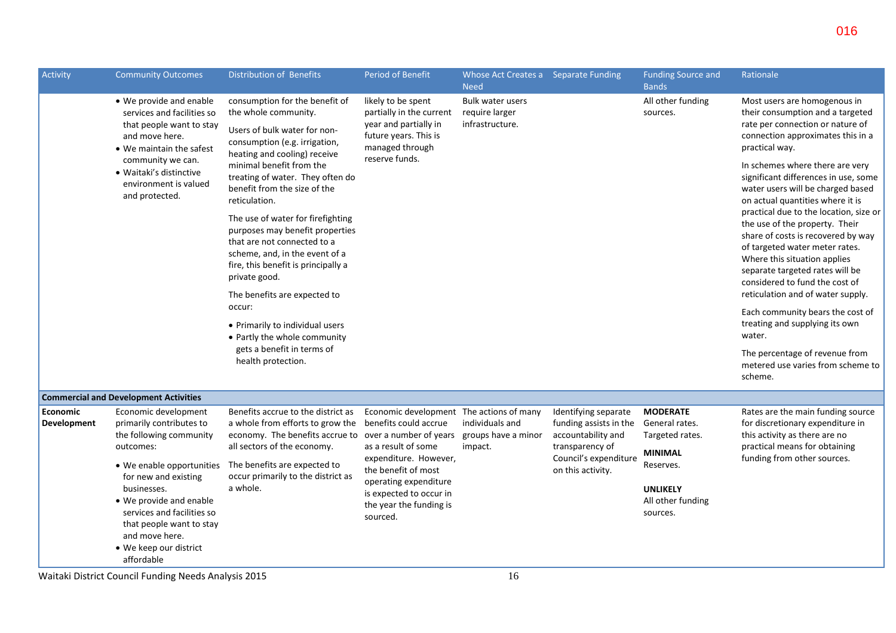| Activity | Community Outcomes | Distribution of Benefits | Period of Benefit | Whose Act Creates a Need | Separate Funding | Funding Source and Bands | Rationale |
|---|---|---|---|---|---|---|---|
| | • We provide and enable services and facilities so that people want to stay and move here.<br>• We maintain the safest community we can.<br>• Waitaki's distinctive environment is valued and protected. | consumption for the benefit of the whole community.<br><br>Users of bulk water for non-consumption (e.g. irrigation, heating and cooling) receive minimal benefit from the treating of water. They often do benefit from the size of the reticulation.<br><br>The use of water for firefighting purposes may benefit properties that are not connected to a scheme, and, in the event of a fire, this benefit is principally a private good.<br><br>The benefits are expected to occur:<br>• Primarily to individual users<br>• Partly the whole community gets a benefit in terms of health protection. | likely to be spent partially in the current year and partially in future years. This is managed through reserve funds. | Bulk water users require larger infrastructure. | | All other funding sources. | Most users are homogenous in their consumption and a targeted rate per connection or nature of connection approximates this in a practical way.<br><br>In schemes where there are very significant differences in use, some water users will be charged based on actual quantities where it is practical due to the location, size or the use of the property. Their share of costs is recovered by way of targeted water meter rates. Where this situation applies separate targeted rates will be considered to fund the cost of reticulation and of water supply.<br><br>Each community bears the cost of treating and supplying its own water.<br><br>The percentage of revenue from metered use varies from scheme to scheme. |
| **Commercial and Development Activities** | | | | | | | |
| **Economic Development** | Economic development primarily contributes to the following community outcomes:<br>• We enable opportunities for new and existing businesses.<br>• We provide and enable services and facilities so that people want to stay and move here.<br>• We keep our district affordable | Benefits accrue to the district as a whole from efforts to grow the economy. The benefits accrue to all sectors of the economy.<br><br>The benefits are expected to occur primarily to the district as a whole. | Economic development benefits could accrue over a number of years as a result of some expenditure. However, the benefit of most operating expenditure is expected to occur in the year the funding is sourced. | The actions of many individuals and groups have a minor impact. | Identifying separate funding assists in the accountability and transparency of Council's expenditure on this activity. | **MODERATE**<br>General rates.<br>Targeted rates.<br><br>**MINIMAL**<br>Reserves.<br><br>**UNLIKELY**<br>All other funding sources. | Rates are the main funding source for discretionary expenditure in this activity as there are no practical means for obtaining funding from other sources. |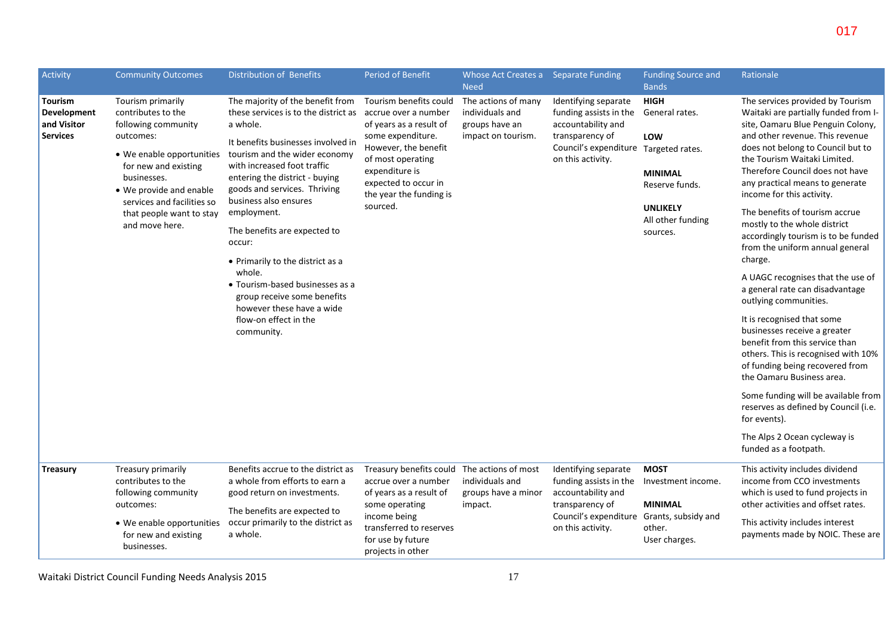| Activity | Community Outcomes | Distribution of Benefits | Period of Benefit | Whose Act Creates a Need | Separate Funding | Funding Source and Bands | Rationale |
|---|---|---|---|---|---|---|---|
| **Tourism Development and Visitor Services** | Tourism primarily contributes to the following community outcomes:<br>• We enable opportunities for new and existing businesses.<br>• We provide and enable services and facilities so that people want to stay and move here. | The majority of the benefit from these services is to the district as a whole.<br><br>It benefits businesses involved in tourism and the wider economy with increased foot traffic entering the district - buying goods and services. Thriving business also ensures employment.<br><br>The benefits are expected to occur:<br>• Primarily to the district as a whole.<br>• Tourism-based businesses as a group receive some benefits however these have a wide flow-on effect in the community. | Tourism benefits could accrue over a number of years as a result of some expenditure. However, the benefit of most operating expenditure is expected to occur in the year the funding is sourced. | The actions of many individuals and groups have an impact on tourism. | Identifying separate funding assists in the accountability and transparency of Council's expenditure on this activity. | **HIGH**<br>General rates.<br><br>**LOW**<br>Targeted rates.<br><br>**MINIMAL**<br>Reserve funds.<br><br>**UNLIKELY**<br>All other funding sources. | The services provided by Tourism Waitaki are partially funded from I-site, Oamaru Blue Penguin Colony, and other revenue. This revenue does not belong to Council but to the Tourism Waitaki Limited. Therefore Council does not have any practical means to generate income for this activity.<br><br>The benefits of tourism accrue mostly to the whole district accordingly tourism is to be funded from the uniform annual general charge.<br><br>A UAGC recognises that the use of a general rate can disadvantage outlying communities.<br><br>It is recognised that some businesses receive a greater benefit from this service than others. This is recognised with 10% of funding being recovered from the Oamaru Business area.<br><br>Some funding will be available from reserves as defined by Council (i.e. for events).<br><br>The Alps 2 Ocean cycleway is funded as a footpath. |
| **Treasury** | Treasury primarily contributes to the following community outcomes:<br>• We enable opportunities for new and existing businesses. | Benefits accrue to the district as a whole from efforts to earn a good return on investments.<br><br>The benefits are expected to occur primarily to the district as a whole. | Treasury benefits could accrue over a number of years as a result of some operating income being transferred to reserves for use by future projects in other | The actions of most individuals and groups have a minor impact. | Identifying separate funding assists in the accountability and transparency of Council's expenditure on this activity. | **MOST**<br>Investment income.<br><br>**MINIMAL**<br>Grants, subsidy and other.<br>User charges. | This activity includes dividend income from CCO investments which is used to fund projects in other activities and offset rates.<br><br>This activity includes interest payments made by NOIC. These are |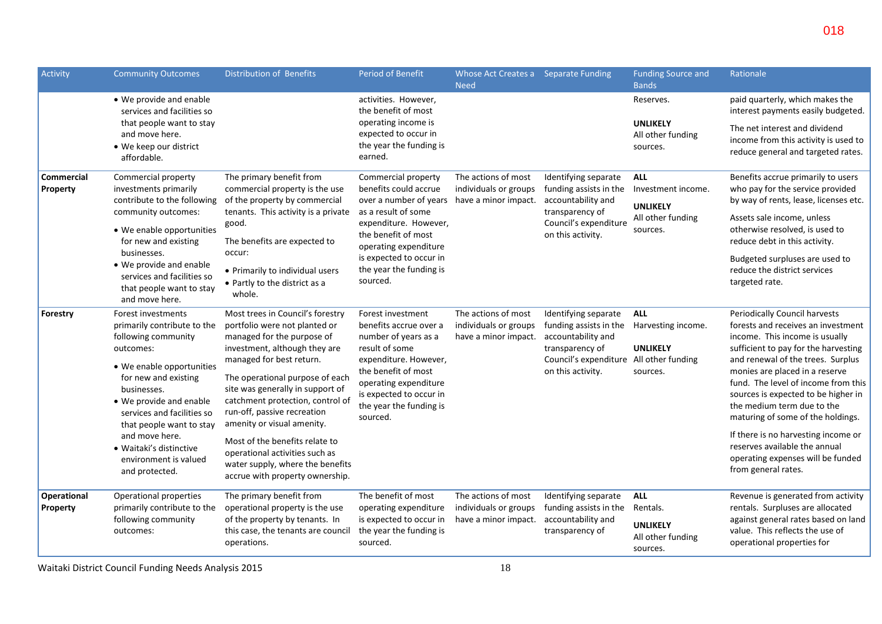| Activity | Community Outcomes | Distribution of Benefits | Period of Benefit | Whose Act Creates a Need | Separate Funding | Funding Source and Bands | Rationale |
|---|---|---|---|---|---|---|---|
| | • We provide and enable services and facilities so that people want to stay and move here.<br>• We keep our district affordable. | | activities. However, the benefit of most operating income is expected to occur in the year the funding is earned. | | | Reserves.<br><br>**UNLIKELY**<br>All other funding sources. | paid quarterly, which makes the interest payments easily budgeted.<br><br>The net interest and dividend income from this activity is used to reduce general and targeted rates. |
| **Commercial Property** | Commercial property investments primarily contribute to the following community outcomes:<br>• We enable opportunities for new and existing businesses.<br>• We provide and enable services and facilities so that people want to stay and move here. | The primary benefit from commercial property is the use of the property by commercial tenants. This activity is a private good.<br><br>The benefits are expected to occur:<br>• Primarily to individual users<br>• Partly to the district as a whole. | Commercial property benefits could accrue over a number of years as a result of some expenditure. However, the benefit of most operating expenditure is expected to occur in the year the funding is sourced. | The actions of most individuals or groups have a minor impact. | Identifying separate funding assists in the accountability and transparency of Council's expenditure on this activity. | **ALL**<br>Investment income.<br><br>**UNLIKELY**<br>All other funding sources. | Benefits accrue primarily to users who pay for the service provided by way of rents, lease, licenses etc.<br><br>Assets sale income, unless otherwise resolved, is used to reduce debt in this activity.<br><br>Budgeted surpluses are used to reduce the district services targeted rate. |
| **Forestry** | Forest investments primarily contribute to the following community outcomes:<br>• We enable opportunities for new and existing businesses.<br>• We provide and enable services and facilities so that people want to stay and move here.<br>• Waitaki's distinctive environment is valued and protected. | Most trees in Council's forestry portfolio were not planted or managed for the purpose of investment, although they are managed for best return.<br><br>The operational purpose of each site was generally in support of catchment protection, control of run-off, passive recreation amenity or visual amenity.<br><br>Most of the benefits relate to operational activities such as water supply, where the benefits accrue with property ownership. | Forest investment benefits accrue over a number of years as a result of some expenditure. However, the benefit of most operating expenditure is expected to occur in the year the funding is sourced. | The actions of most individuals or groups have a minor impact. | Identifying separate funding assists in the accountability and transparency of Council's expenditure on this activity. | **ALL**<br>Harvesting income.<br><br>**UNLIKELY**<br>All other funding sources. | Periodically Council harvests forests and receives an investment income. This income is usually sufficient to pay for the harvesting and renewal of the trees. Surplus monies are placed in a reserve fund. The level of income from this sources is expected to be higher in the medium term due to the maturing of some of the holdings.<br><br>If there is no harvesting income or reserves available the annual operating expenses will be funded from general rates. |
| **Operational Property** | Operational properties primarily contribute to the following community outcomes: | The primary benefit from operational property is the use of the property by tenants. In this case, the tenants are council operations. | The benefit of most operating expenditure is expected to occur in the year the funding is sourced. | The actions of most individuals or groups have a minor impact. | Identifying separate funding assists in the accountability and transparency of | **ALL**<br>Rentals.<br><br>**UNLIKELY**<br>All other funding sources. | Revenue is generated from activity rentals. Surpluses are allocated against general rates based on land value. This reflects the use of operational properties for |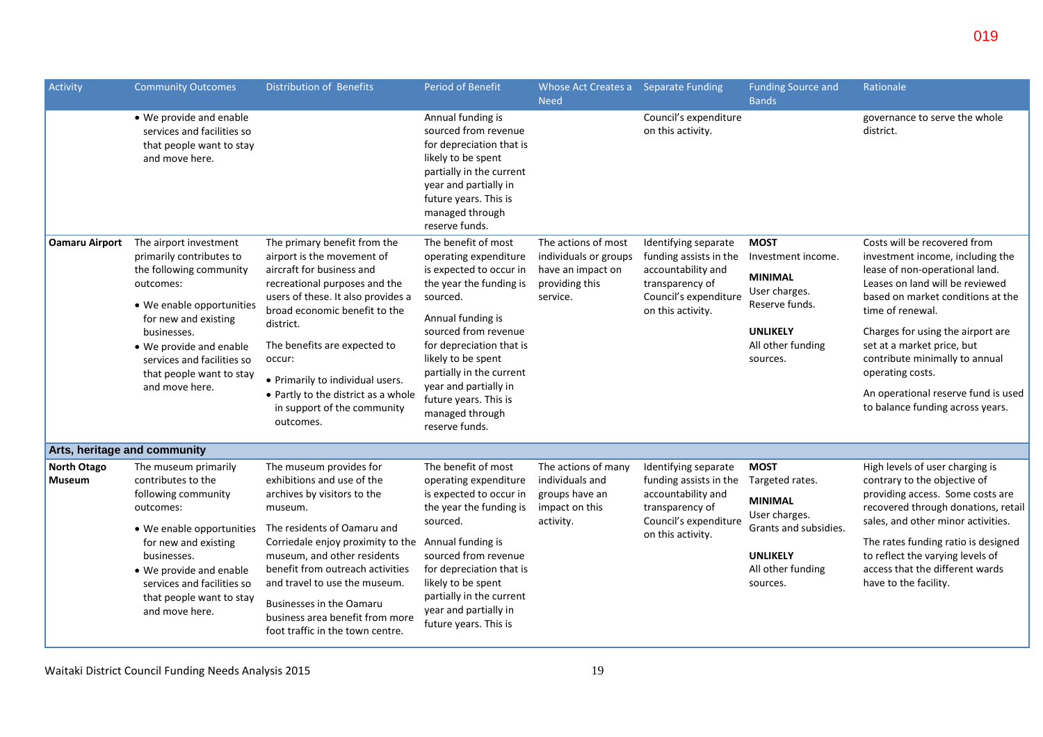| Activity | Community Outcomes | Distribution of Benefits | Period of Benefit | Whose Act Creates a Need | Separate Funding | Funding Source and Bands | Rationale |
|---|---|---|---|---|---|---|---|
| | • We provide and enable services and facilities so that people want to stay and move here. | | Annual funding is sourced from revenue for depreciation that is likely to be spent partially in the current year and partially in future years. This is managed through reserve funds. | | Council's expenditure on this activity. | | governance to serve the whole district. |
| **Oamaru Airport** | The airport investment primarily contributes to the following community outcomes:<br>• We enable opportunities for new and existing businesses.<br>• We provide and enable services and facilities so that people want to stay and move here. | The primary benefit from the airport is the movement of aircraft for business and recreational purposes and the users of these. It also provides a broad economic benefit to the district.<br>The benefits are expected to occur:<br>• Primarily to individual users.<br>• Partly to the district as a whole in support of the community outcomes. | The benefit of most operating expenditure is expected to occur in the year the funding is sourced.<br>Annual funding is sourced from revenue for depreciation that is likely to be spent partially in the current year and partially in future years. This is managed through reserve funds. | The actions of most individuals or groups have an impact on providing this service. | Identifying separate funding assists in the accountability and transparency of Council's expenditure on this activity. | **MOST**<br>Investment income.<br>**MINIMAL**<br>User charges.<br>Reserve funds.<br>**UNLIKELY**<br>All other funding sources. | Costs will be recovered from investment income, including the lease of non-operational land. Leases on land will be reviewed based on market conditions at the time of renewal.<br>Charges for using the airport are set at a market price, but contribute minimally to annual operating costs.<br>An operational reserve fund is used to balance funding across years. |
| **Arts, heritage and community** | | | | | | | |
| **North Otago Museum** | The museum primarily contributes to the following community outcomes:<br>• We enable opportunities for new and existing businesses.<br>• We provide and enable services and facilities so that people want to stay and move here. | The museum provides for exhibitions and use of the archives by visitors to the museum.<br>The residents of Oamaru and Corriedale enjoy proximity to the museum, and other residents benefit from outreach activities and travel to use the museum.<br>Businesses in the Oamaru business area benefit from more foot traffic in the town centre. | The benefit of most operating expenditure is expected to occur in the year the funding is sourced.<br>Annual funding is sourced from revenue for depreciation that is likely to be spent partially in the current year and partially in future years. This is | The actions of many individuals and groups have an impact on this activity. | Identifying separate funding assists in the accountability and transparency of Council's expenditure on this activity. | **MOST**<br>Targeted rates.<br>**MINIMAL**<br>User charges.<br>Grants and subsidies.<br>**UNLIKELY**<br>All other funding sources. | High levels of user charging is contrary to the objective of providing access. Some costs are recovered through donations, retail sales, and other minor activities.<br>The rates funding ratio is designed to reflect the varying levels of access that the different wards have to the facility. |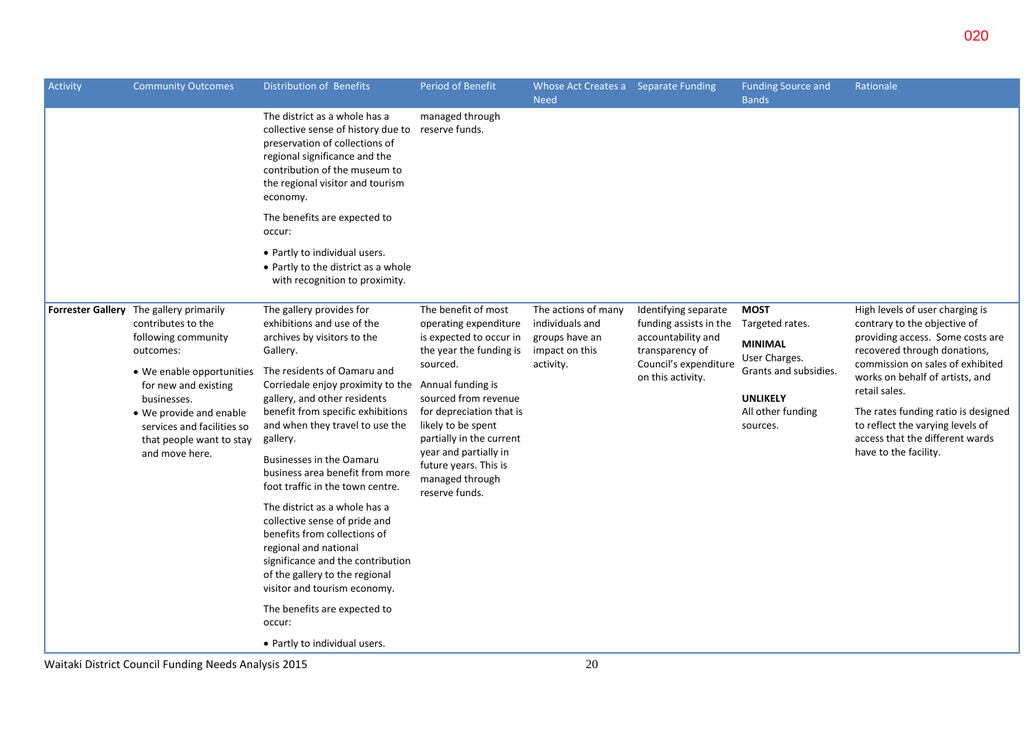| Activity | Community Outcomes | Distribution of Benefits | Period of Benefit | Whose Act Creates a Need | Separate Funding | Funding Source and Bands | Rationale |
|---|---|---|---|---|---|---|---|
| | | The district as a whole has a collective sense of history due to preservation of collections of regional significance and the contribution of the museum to the regional visitor and tourism economy.<br><br>The benefits are expected to occur:<br><br>• Partly to individual users.<br>• Partly to the district as a whole with recognition to proximity. | managed through reserve funds. | | | | |
| **Forrester Gallery** | The gallery primarily contributes to the following community outcomes:<br><br>• We enable opportunities for new and existing businesses.<br>• We provide and enable services and facilities so that people want to stay and move here. | The gallery provides for exhibitions and use of the archives by visitors to the Gallery.<br><br>The residents of Oamaru and Corriedale enjoy proximity to the gallery, and other residents benefit from specific exhibitions and when they travel to use the gallery.<br><br>Businesses in the Oamaru business area benefit from more foot traffic in the town centre.<br><br>The district as a whole has a collective sense of pride and benefits from collections of regional and national significance and the contribution of the gallery to the regional visitor and tourism economy.<br><br>The benefits are expected to occur:<br><br>• Partly to individual users. | The benefit of most operating expenditure is expected to occur in the year the funding is sourced.<br><br>Annual funding is sourced from revenue for depreciation that is likely to be spent partially in the current year and partially in future years. This is managed through reserve funds. | The actions of many individuals and groups have an impact on this activity. | Identifying separate funding assists in the accountability and transparency of Council's expenditure on this activity. | **MOST**<br>Targeted rates.<br><br>**MINIMAL**<br>User Charges.<br>Grants and subsidies.<br><br>**UNLIKELY**<br>All other funding sources. | High levels of user charging is contrary to the objective of providing access. Some costs are recovered through donations, commission on sales of exhibited works on behalf of artists, and retail sales.<br><br>The rates funding ratio is designed to reflect the varying levels of access that the different wards have to the facility. |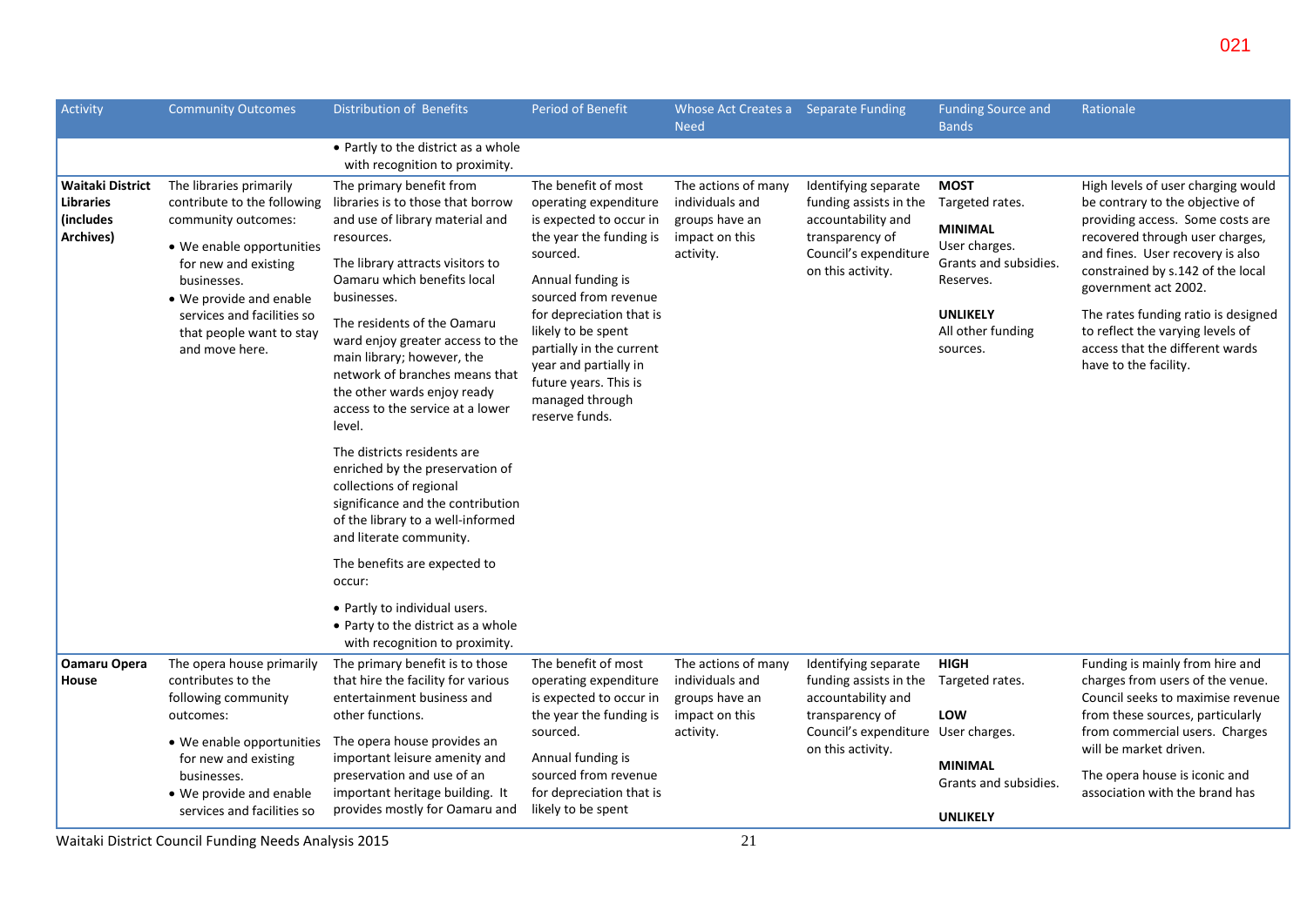| Activity | Community Outcomes | Distribution of Benefits | Period of Benefit | Whose Act Creates a Need | Separate Funding | Funding Source and Bands | Rationale |
|---|---|---|---|---|---|---|---|
| | | • Partly to the district as a whole with recognition to proximity. | | | | | |
| **Waitaki District Libraries (includes Archives)** | The libraries primarily contribute to the following community outcomes:<br>• We enable opportunities for new and existing businesses.<br>• We provide and enable services and facilities so that people want to stay and move here. | The primary benefit from libraries is to those that borrow and use of library material and resources.<br><br>The library attracts visitors to Oamaru which benefits local businesses.<br><br>The residents of the Oamaru ward enjoy greater access to the main library; however, the network of branches means that the other wards enjoy ready access to the service at a lower level.<br><br>The districts residents are enriched by the preservation of collections of regional significance and the contribution of the library to a well-informed and literate community.<br><br>The benefits are expected to occur:<br>• Partly to individual users.<br>• Party to the district as a whole with recognition to proximity. | The benefit of most operating expenditure is expected to occur in the year the funding is sourced.<br><br>Annual funding is sourced from revenue for depreciation that is likely to be spent partially in the current year and partially in future years. This is managed through reserve funds. | The actions of many individuals and groups have an impact on this activity. | Identifying separate funding assists in the accountability and transparency of Council's expenditure on this activity. | **MOST**<br>Targeted rates.<br><br>**MINIMAL**<br>User charges.<br>Grants and subsidies.<br>Reserves.<br><br>**UNLIKELY**<br>All other funding sources. | High levels of user charging would be contrary to the objective of providing access. Some costs are recovered through user charges, and fines. User recovery is also constrained by s.142 of the local government act 2002.<br><br>The rates funding ratio is designed to reflect the varying levels of access that the different wards have to the facility. |
| **Oamaru Opera House** | The opera house primarily contributes to the following community outcomes:<br>• We enable opportunities for new and existing businesses.<br>• We provide and enable services and facilities so | The primary benefit is to those that hire the facility for various entertainment business and other functions.<br><br>The opera house provides an important leisure amenity and preservation and use of an important heritage building. It provides mostly for Oamaru and | The benefit of most operating expenditure is expected to occur in the year the funding is sourced.<br><br>Annual funding is sourced from revenue for depreciation that is likely to be spent | The actions of many individuals and groups have an impact on this activity. | Identifying separate funding assists in the accountability and transparency of Council's expenditure on this activity. | **HIGH**<br>Targeted rates.<br><br>**LOW**<br>User charges.<br><br>**MINIMAL**<br>Grants and subsidies.<br><br>**UNLIKELY** | Funding is mainly from hire and charges from users of the venue. Council seeks to maximise revenue from these sources, particularly from commercial users. Charges will be market driven.<br><br>The opera house is iconic and association with the brand has |

Waitaki District Council Funding Needs Analysis 2015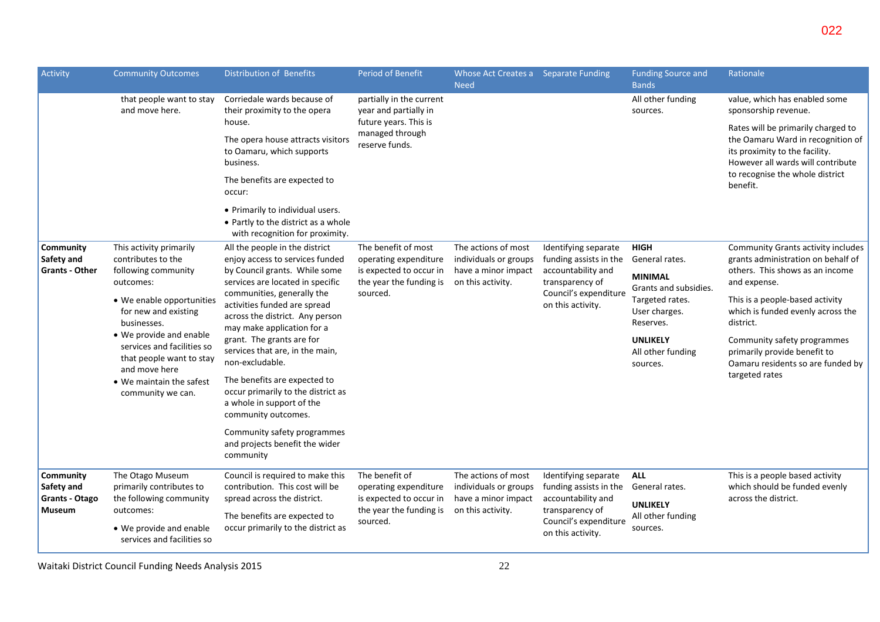| Activity | Community Outcomes | Distribution of Benefits | Period of Benefit | Whose Act Creates a Need | Separate Funding | Funding Source and Bands | Rationale |
|---|---|---|---|---|---|---|---|
| | that people want to stay and move here. | Corriedale wards because of their proximity to the opera house.<br><br>The opera house attracts visitors to Oamaru, which supports business.<br><br>The benefits are expected to occur:<br><br>• Primarily to individual users.<br>• Partly to the district as a whole with recognition for proximity. | partially in the current year and partially in future years. This is managed through reserve funds. | | | All other funding sources. | value, which has enabled some sponsorship revenue.<br><br>Rates will be primarily charged to the Oamaru Ward in recognition of its proximity to the facility. However all wards will contribute to recognise the whole district benefit. |
| **Community Safety and Grants - Other** | This activity primarily contributes to the following community outcomes:<br><br>• We enable opportunities for new and existing businesses.<br>• We provide and enable services and facilities so that people want to stay and move here<br>• We maintain the safest community we can. | All the people in the district enjoy access to services funded by Council grants. While some services are located in specific communities, generally the activities funded are spread across the district. Any person may make application for a grant. The grants are for services that are, in the main, non-excludable.<br><br>The benefits are expected to occur primarily to the district as a whole in support of the community outcomes.<br><br>Community safety programmes and projects benefit the wider community | The benefit of most operating expenditure is expected to occur in the year the funding is sourced. | The actions of most individuals or groups have a minor impact on this activity. | Identifying separate funding assists in the accountability and transparency of Council's expenditure on this activity. | **HIGH**<br>General rates.<br><br>**MINIMAL**<br>Grants and subsidies.<br>Targeted rates.<br>User charges.<br>Reserves.<br><br>**UNLIKELY**<br>All other funding sources. | Community Grants activity includes grants administration on behalf of others. This shows as an income and expense.<br><br>This is a people-based activity which is funded evenly across the district.<br><br>Community safety programmes primarily provide benefit to Oamaru residents so are funded by targeted rates |
| **Community Safety and Grants - Otago Museum** | The Otago Museum primarily contributes to the following community outcomes:<br><br>• We provide and enable services and facilities so | Council is required to make this contribution. This cost will be spread across the district.<br><br>The benefits are expected to occur primarily to the district as | The benefit of operating expenditure is expected to occur in the year the funding is sourced. | The actions of most individuals or groups have a minor impact on this activity. | Identifying separate funding assists in the accountability and transparency of Council's expenditure on this activity. | **ALL**<br>General rates.<br><br>**UNLIKELY**<br>All other funding sources. | This is a people based activity which should be funded evenly across the district. |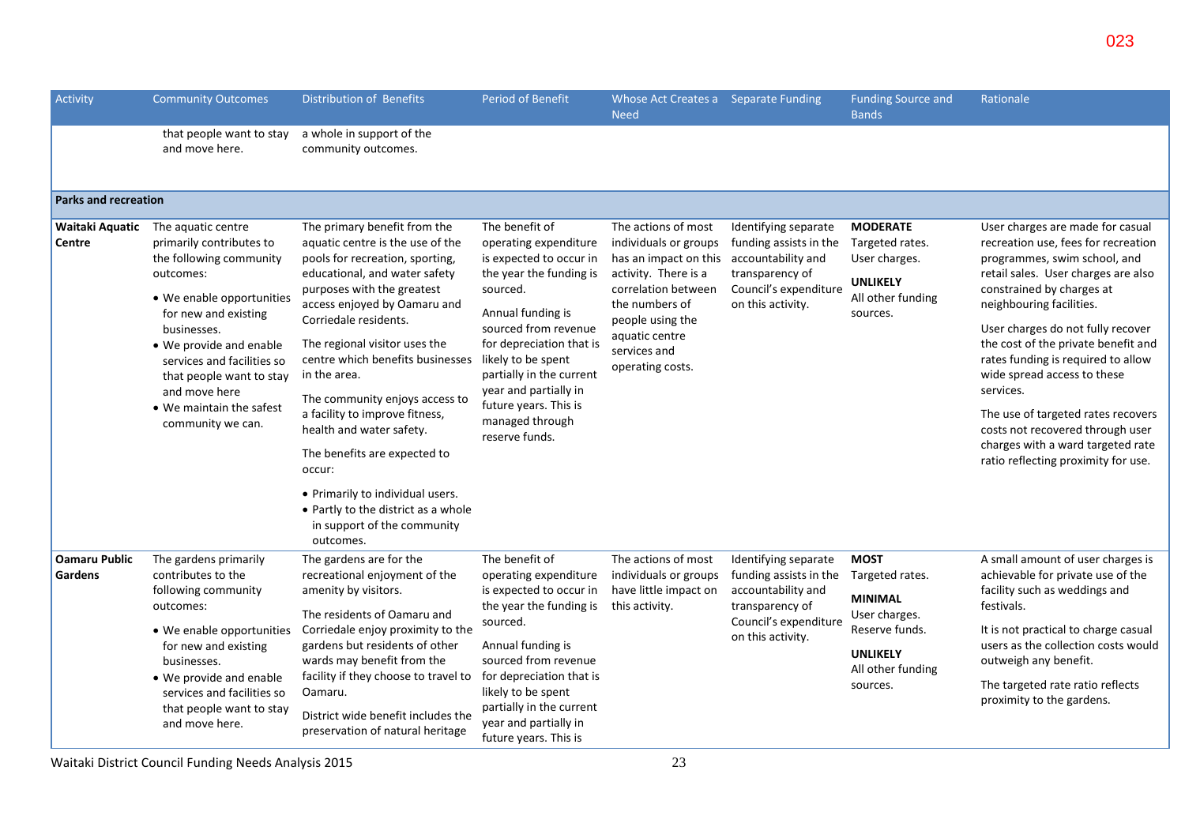| Activity | Community Outcomes | Distribution of Benefits | Period of Benefit | Whose Act Creates a Need | Separate Funding | Funding Source and Bands | Rationale |
|---|---|---|---|---|---|---|---|
| | that people want to stay and move here. | a whole in support of the community outcomes. | | | | | |
| **Parks and recreation** | | | | | | | |
| **Waitaki Aquatic Centre** | The aquatic centre primarily contributes to the following community outcomes:<br>• We enable opportunities for new and existing businesses.<br>• We provide and enable services and facilities so that people want to stay and move here<br>• We maintain the safest community we can. | The primary benefit from the aquatic centre is the use of the pools for recreation, sporting, educational, and water safety purposes with the greatest access enjoyed by Oamaru and Corriedale residents.<br>The regional visitor uses the centre which benefits businesses in the area.<br>The community enjoys access to a facility to improve fitness, health and water safety.<br>The benefits are expected to occur:<br>• Primarily to individual users.<br>• Partly to the district as a whole in support of the community outcomes. | The benefit of operating expenditure is expected to occur in the year the funding is sourced.<br>Annual funding is sourced from revenue for depreciation that is likely to be spent partially in the current year and partially in future years. This is managed through reserve funds. | The actions of most individuals or groups has an impact on this activity. There is a correlation between the numbers of people using the aquatic centre services and operating costs. | Identifying separate funding assists in the accountability and transparency of Council's expenditure on this activity. | **MODERATE**<br>Targeted rates.<br>User charges.<br>**UNLIKELY**<br>All other funding sources. | User charges are made for casual recreation use, fees for recreation programmes, swim school, and retail sales. User charges are also constrained by charges at neighbouring facilities.<br>User charges do not fully recover the cost of the private benefit and rates funding is required to allow wide spread access to these services.<br>The use of targeted rates recovers costs not recovered through user charges with a ward targeted rate ratio reflecting proximity for use. |
| **Oamaru Public Gardens** | The gardens primarily contributes to the following community outcomes:<br>• We enable opportunities for new and existing businesses.<br>• We provide and enable services and facilities so that people want to stay and move here. | The gardens are for the recreational enjoyment of the amenity by visitors.<br>The residents of Oamaru and Corriedale enjoy proximity to the gardens but residents of other wards may benefit from the facility if they choose to travel to Oamaru.<br>District wide benefit includes the preservation of natural heritage | The benefit of operating expenditure is expected to occur in the year the funding is sourced.<br>Annual funding is sourced from revenue for depreciation that is likely to be spent partially in the current year and partially in future years. This is | The actions of most individuals or groups have little impact on this activity. | Identifying separate funding assists in the accountability and transparency of Council's expenditure on this activity. | **MOST**<br>Targeted rates.<br>**MINIMAL**<br>User charges.<br>Reserve funds.<br>**UNLIKELY**<br>All other funding sources. | A small amount of user charges is achievable for private use of the facility such as weddings and festivals.<br>It is not practical to charge casual users as the collection costs would outweigh any benefit.<br>The targeted rate ratio reflects proximity to the gardens. |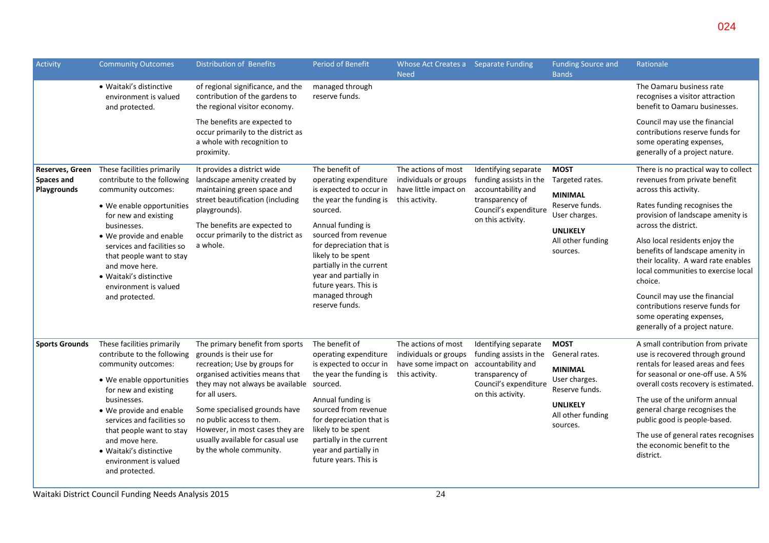| Activity | Community Outcomes | Distribution of Benefits | Period of Benefit | Whose Act Creates a Need | Separate Funding | Funding Source and Bands | Rationale |
|---|---|---|---|---|---|---|---|
| | • Waitaki's distinctive environment is valued and protected. | of regional significance, and the contribution of the gardens to the regional visitor economy.<br><br>The benefits are expected to occur primarily to the district as a whole with recognition to proximity. | managed through reserve funds. | | | | The Oamaru business rate recognises a visitor attraction benefit to Oamaru businesses.<br><br>Council may use the financial contributions reserve funds for some operating expenses, generally of a project nature. |
| **Reserves, Green Spaces and Playgrounds** | These facilities primarily contribute to the following community outcomes:<br>• We enable opportunities for new and existing businesses.<br>• We provide and enable services and facilities so that people want to stay and move here.<br>• Waitaki's distinctive environment is valued and protected. | It provides a district wide landscape amenity created by maintaining green space and street beautification (including playgrounds).<br><br>The benefits are expected to occur primarily to the district as a whole. | The benefit of operating expenditure is expected to occur in the year the funding is sourced.<br><br>Annual funding is sourced from revenue for depreciation that is likely to be spent partially in the current year and partially in future years. This is managed through reserve funds. | The actions of most individuals or groups have little impact on this activity. | Identifying separate funding assists in the accountability and transparency of Council's expenditure on this activity. | **MOST**<br>Targeted rates.<br><br>**MINIMAL**<br>Reserve funds.<br>User charges.<br><br>**UNLIKELY**<br>All other funding sources. | There is no practical way to collect revenues from private benefit across this activity.<br><br>Rates funding recognises the provision of landscape amenity is across the district.<br><br>Also local residents enjoy the benefits of landscape amenity in their locality. A ward rate enables local communities to exercise local choice.<br><br>Council may use the financial contributions reserve funds for some operating expenses, generally of a project nature. |
| **Sports Grounds** | These facilities primarily contribute to the following community outcomes:<br>• We enable opportunities for new and existing businesses.<br>• We provide and enable services and facilities so that people want to stay and move here.<br>• Waitaki's distinctive environment is valued and protected. | The primary benefit from sports grounds is their use for recreation; Use by groups for organised activities means that they may not always be available for all users.<br><br>Some specialised grounds have no public access to them. However, in most cases they are usually available for casual use by the whole community. | The benefit of operating expenditure is expected to occur in the year the funding is sourced.<br><br>Annual funding is sourced from revenue for depreciation that is likely to be spent partially in the current year and partially in future years. This is | The actions of most individuals or groups have some impact on this activity. | Identifying separate funding assists in the accountability and transparency of Council's expenditure on this activity. | **MOST**<br>General rates.<br><br>**MINIMAL**<br>User charges.<br>Reserve funds.<br><br>**UNLIKELY**<br>All other funding sources. | A small contribution from private use is recovered through ground rentals for leased areas and fees for seasonal or one-off use. A 5% overall costs recovery is estimated.<br><br>The use of the uniform annual general charge recognises the public good is people-based.<br><br>The use of general rates recognises the economic benefit to the district. |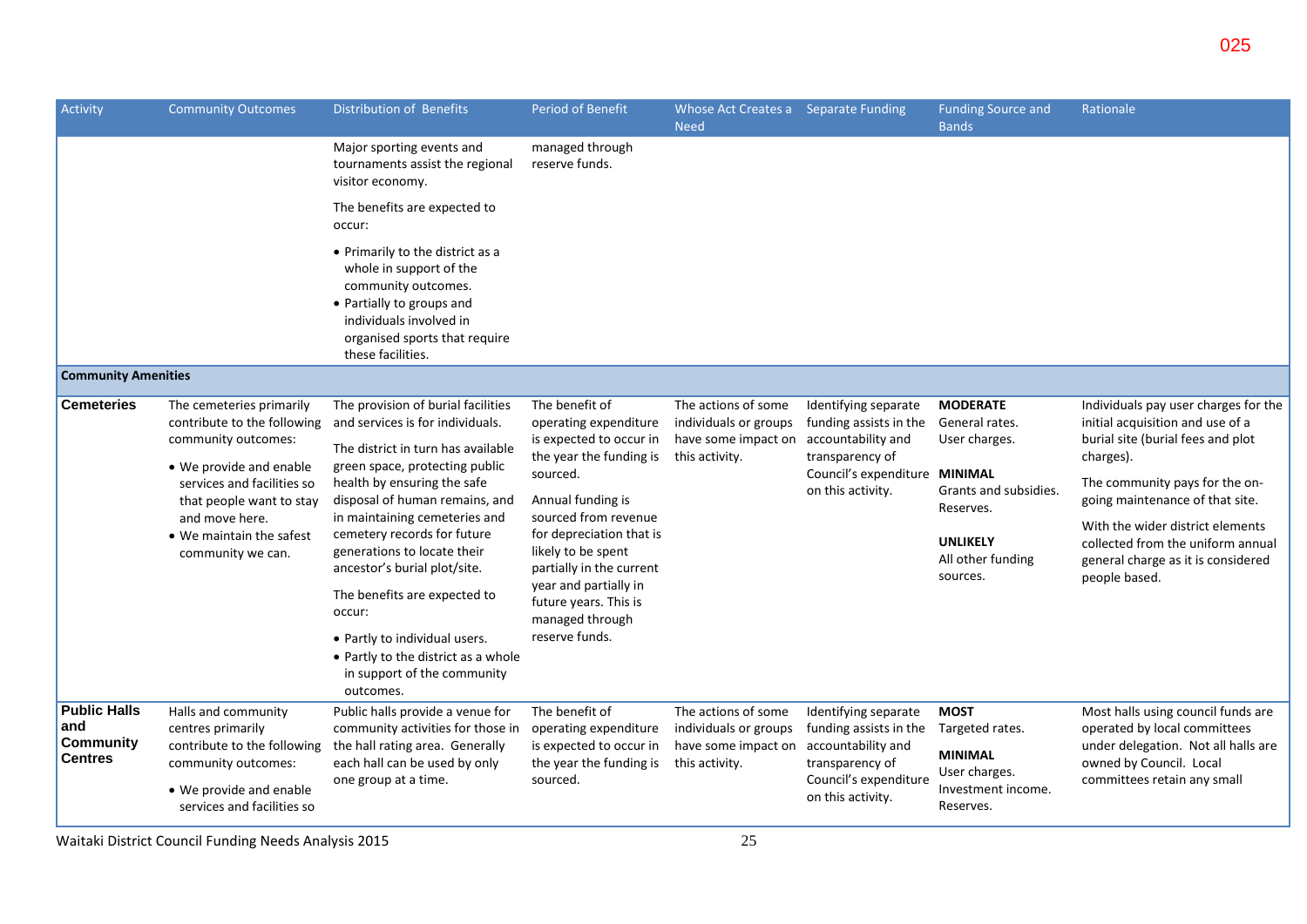| Activity | Community Outcomes | Distribution of Benefits | Period of Benefit | Whose Act Creates a Need | Separate Funding | Funding Source and Bands | Rationale |
|---|---|---|---|---|---|---|---|
| | | Major sporting events and tournaments assist the regional visitor economy.<br>The benefits are expected to occur:<br>• Primarily to the district as a whole in support of the community outcomes.<br>• Partially to groups and individuals involved in organised sports that require these facilities. | managed through reserve funds. | | | | |
| **Community Amenities** | | | | | | | |
| **Cemeteries** | The cemeteries primarily contribute to the following community outcomes:<br>• We provide and enable services and facilities so that people want to stay and move here.<br>• We maintain the safest community we can. | The provision of burial facilities and services is for individuals.<br>The district in turn has available green space, protecting public health by ensuring the safe disposal of human remains, and in maintaining cemeteries and cemetery records for future generations to locate their ancestor's burial plot/site.<br>The benefits are expected to occur:<br>• Partly to individual users.<br>• Partly to the district as a whole in support of the community outcomes. | The benefit of operating expenditure is expected to occur in the year the funding is sourced.<br>Annual funding is sourced from revenue for depreciation that is likely to be spent partially in the current year and partially in future years. This is managed through reserve funds. | The actions of some individuals or groups have some impact on this activity. | Identifying separate funding assists in the accountability and transparency of Council's expenditure on this activity. | **MODERATE**<br>General rates.<br>User charges.<br>**MINIMAL**<br>Grants and subsidies.<br>Reserves.<br>**UNLIKELY**<br>All other funding sources. | Individuals pay user charges for the initial acquisition and use of a burial site (burial fees and plot charges).<br>The community pays for the on-going maintenance of that site.<br>With the wider district elements collected from the uniform annual general charge as it is considered people based. |
| **Public Halls and Community Centres** | Halls and community centres primarily contribute to the following community outcomes:<br>• We provide and enable services and facilities so | Public halls provide a venue for community activities for those in the hall rating area. Generally each hall can be used by only one group at a time. | The benefit of operating expenditure is expected to occur in the year the funding is sourced. | The actions of some individuals or groups have some impact on this activity. | Identifying separate funding assists in the accountability and transparency of Council's expenditure on this activity. | **MOST**<br>Targeted rates.<br>**MINIMAL**<br>User charges.<br>Investment income.<br>Reserves. | Most halls using council funds are operated by local committees under delegation. Not all halls are owned by Council. Local committees retain any small |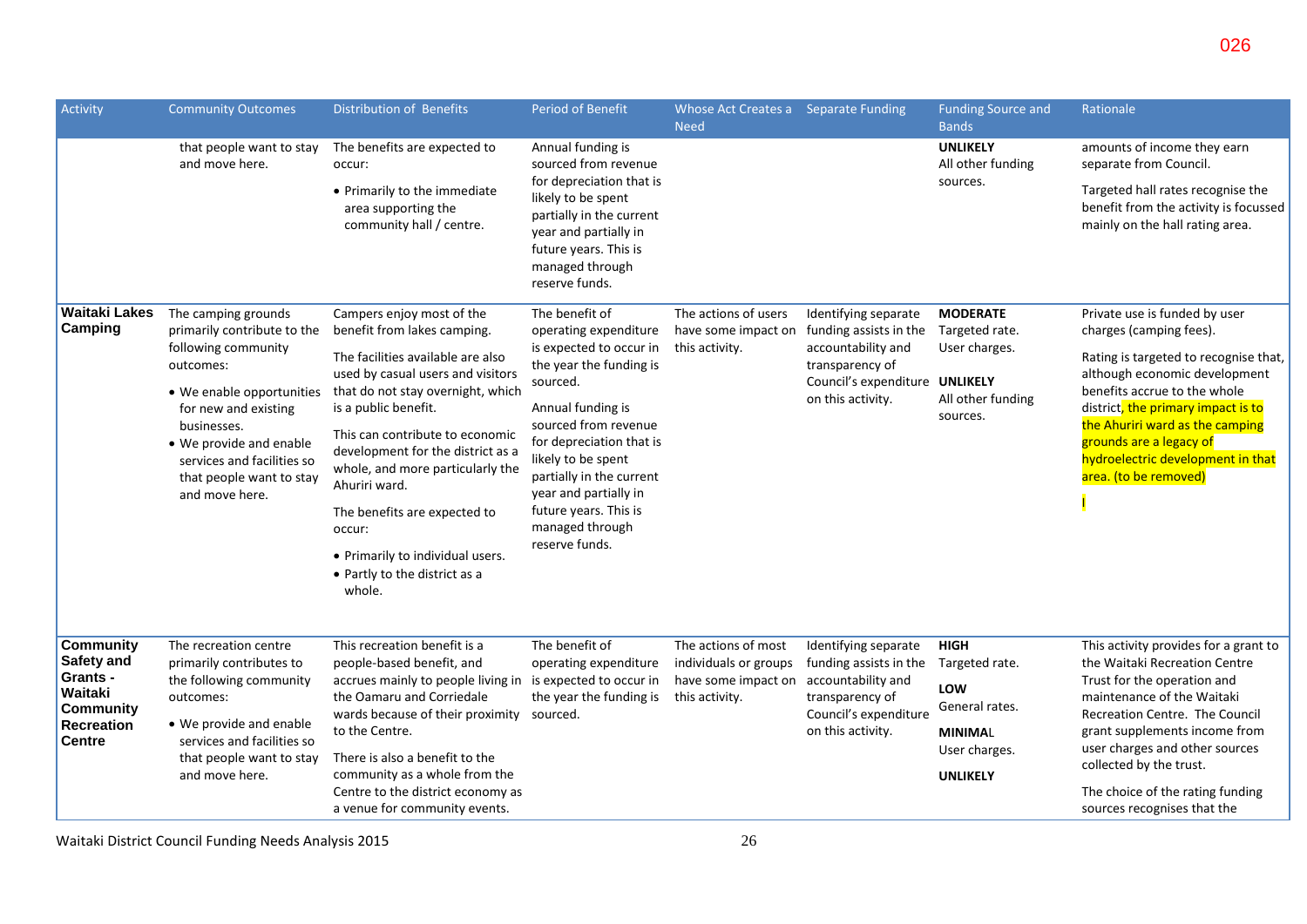| Activity | Community Outcomes | Distribution of Benefits | Period of Benefit | Whose Act Creates a Need | Separate Funding | Funding Source and Bands | Rationale |
|---|---|---|---|---|---|---|---|
| | that people want to stay and move here. | The benefits are expected to occur:<br>• Primarily to the immediate area supporting the community hall / centre. | Annual funding is sourced from revenue for depreciation that is likely to be spent partially in the current year and partially in future years. This is managed through reserve funds. | | | **UNLIKELY**<br>All other funding sources. | amounts of income they earn separate from Council.<br>Targeted hall rates recognise the benefit from the activity is focussed mainly on the hall rating area. |
| **Waitaki Lakes Camping** | The camping grounds primarily contribute to the following community outcomes:<br>• We enable opportunities for new and existing businesses.<br>• We provide and enable services and facilities so that people want to stay and move here. | Campers enjoy most of the benefit from lakes camping.<br>The facilities available are also used by casual users and visitors that do not stay overnight, which is a public benefit.<br>This can contribute to economic development for the district as a whole, and more particularly the Ahuriri ward.<br>The benefits are expected to occur:<br>• Primarily to individual users.<br>• Partly to the district as a whole. | The benefit of operating expenditure is expected to occur in the year the funding is sourced.<br>Annual funding is sourced from revenue for depreciation that is likely to be spent partially in the current year and partially in future years. This is managed through reserve funds. | The actions of users have some impact on this activity. | Identifying separate funding assists in the accountability and transparency of Council's expenditure on this activity. | **MODERATE**<br>Targeted rate.<br>User charges.<br>**UNLIKELY**<br>All other funding sources. | Private use is funded by user charges (camping fees).<br>Rating is targeted to recognise that, although economic development benefits accrue to the whole district, the primary impact is to the Ahuriri ward as the camping grounds are a legacy of hydroelectric development in that area. (to be removed) |
| **Community Safety and Grants - Waitaki Community Recreation Centre** | The recreation centre primarily contributes to the following community outcomes:<br>• We provide and enable services and facilities so that people want to stay and move here. | This recreation benefit is a people-based benefit, and accrues mainly to people living in the Oamaru and Corriedale wards because of their proximity to the Centre.<br>There is also a benefit to the community as a whole from the Centre to the district economy as a venue for community events. | The benefit of operating expenditure is expected to occur in the year the funding is sourced. | The actions of most individuals or groups have some impact on this activity. | Identifying separate funding assists in the accountability and transparency of Council's expenditure on this activity. | **HIGH**<br>Targeted rate.<br>**LOW**<br>General rates.<br>**MINIMAL**<br>User charges.<br>**UNLIKELY** | This activity provides for a grant to the Waitaki Recreation Centre Trust for the operation and maintenance of the Waitaki Recreation Centre. The Council grant supplements income from user charges and other sources collected by the trust.<br>The choice of the rating funding sources recognises that the |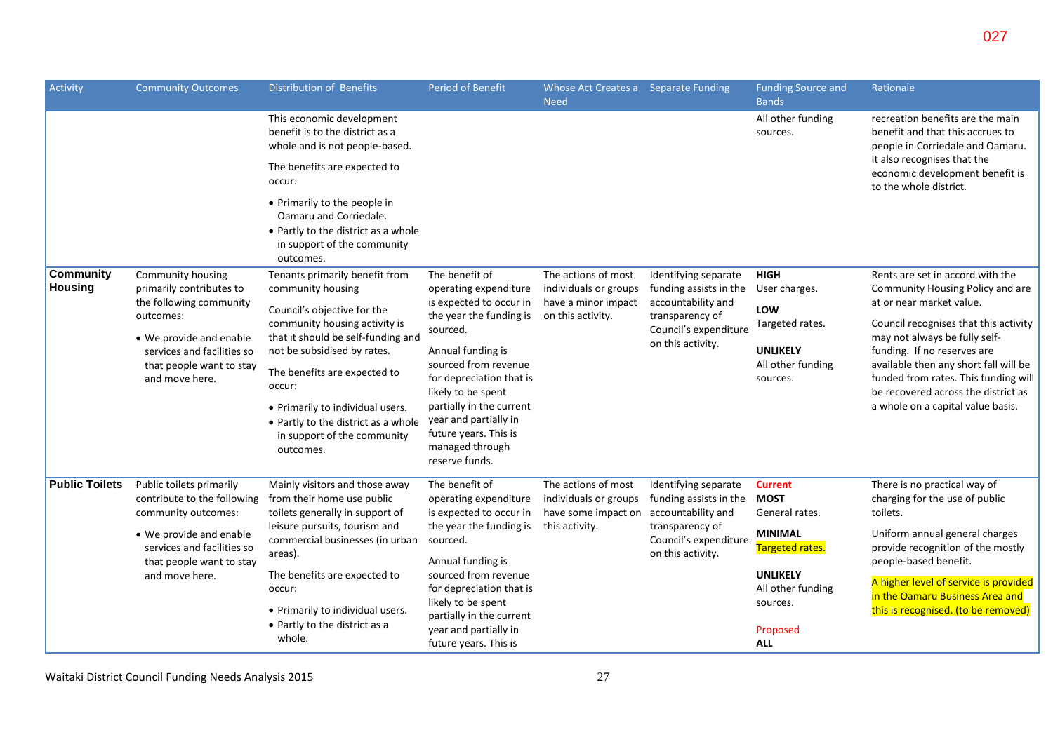| Activity | Community Outcomes | Distribution of Benefits | Period of Benefit | Whose Act Creates a Need | Separate Funding | Funding Source and Bands | Rationale |
|---|---|---|---|---|---|---|---|
| | | This economic development benefit is to the district as a whole and is not people-based.<br><br>The benefits are expected to occur:<br><br>• Primarily to the people in Oamaru and Corriedale.<br>• Partly to the district as a whole in support of the community outcomes. | | | | All other funding sources. | recreation benefits are the main benefit and that this accrues to people in Corriedale and Oamaru. It also recognises that the economic development benefit is to the whole district. |
| **Community Housing** | Community housing primarily contributes to the following community outcomes:<br><br>• We provide and enable services and facilities so that people want to stay and move here. | Tenants primarily benefit from community housing<br><br>Council's objective for the community housing activity is that it should be self-funding and not be subsidised by rates.<br><br>The benefits are expected to occur:<br><br>• Primarily to individual users.<br>• Partly to the district as a whole in support of the community outcomes. | The benefit of operating expenditure is expected to occur in the year the funding is sourced.<br><br>Annual funding is sourced from revenue for depreciation that is likely to be spent partially in the current year and partially in future years. This is managed through reserve funds. | The actions of most individuals or groups have a minor impact on this activity. | Identifying separate funding assists in the accountability and transparency of Council's expenditure on this activity. | **HIGH**<br>User charges.<br><br>**LOW**<br>Targeted rates.<br><br>**UNLIKELY**<br>All other funding sources. | Rents are set in accord with the Community Housing Policy and are at or near market value.<br><br>Council recognises that this activity may not always be fully self-funding. If no reserves are available then any short fall will be funded from rates. This funding will be recovered across the district as a whole on a capital value basis. |
| **Public Toilets** | Public toilets primarily contribute to the following community outcomes:<br><br>• We provide and enable services and facilities so that people want to stay and move here. | Mainly visitors and those away from their home use public toilets generally in support of leisure pursuits, tourism and commercial businesses (in urban areas).<br><br>The benefits are expected to occur:<br><br>• Primarily to individual users.<br>• Partly to the district as a whole. | The benefit of operating expenditure is expected to occur in the year the funding is sourced.<br><br>Annual funding is sourced from revenue for depreciation that is likely to be spent partially in the current year and partially in future years. This is | The actions of most individuals or groups have some impact on this activity. | Identifying separate funding assists in the accountability and transparency of Council's expenditure on this activity. | **Current**<br>**MOST**<br>General rates.<br><br>**MINIMAL**<br>Targeted rates.<br><br>**UNLIKELY**<br>All other funding sources.<br><br>Proposed<br>**ALL** | There is no practical way of charging for the use of public toilets.<br><br>Uniform annual general charges provide recognition of the mostly people-based benefit.<br><br>A higher level of service is provided in the Oamaru Business Area and this is recognised. (to be removed) |

Waitaki District Council Funding Needs Analysis 2015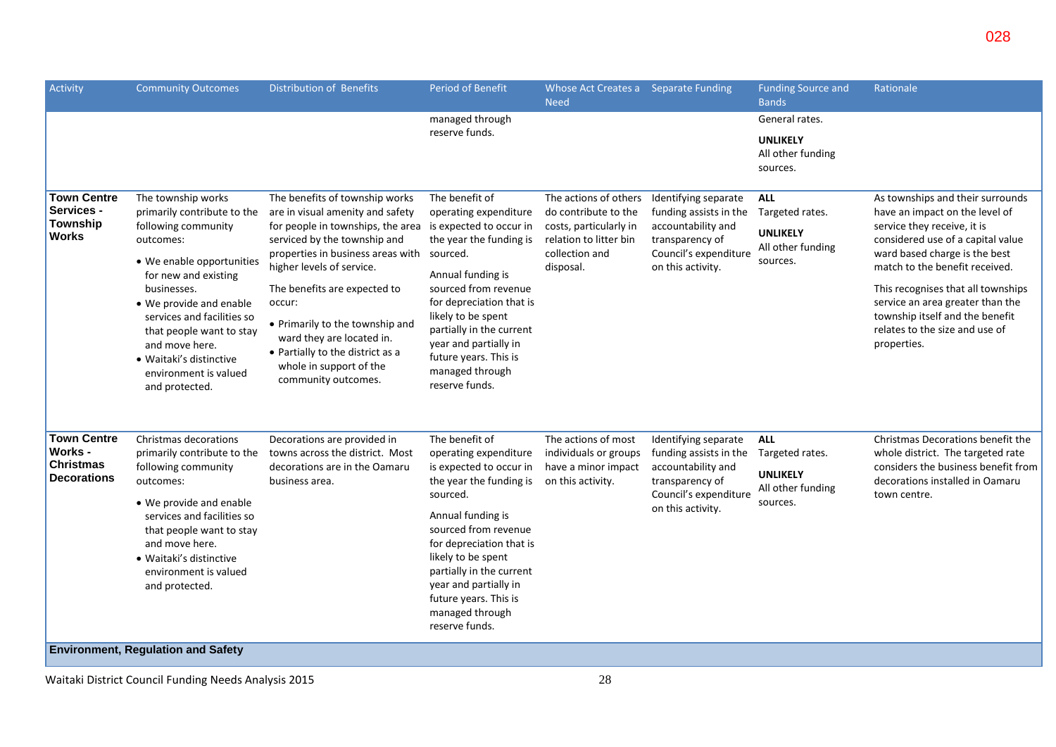| Activity | Community Outcomes | Distribution of Benefits | Period of Benefit | Whose Act Creates a Need | Separate Funding | Funding Source and Bands | Rationale |
|---|---|---|---|---|---|---|---|
| | | | managed through reserve funds. | | | General rates.<br>**UNLIKELY**<br>All other funding sources. | |
| **Town Centre Services - Township Works** | The township works primarily contribute to the following community outcomes:<br>• We enable opportunities for new and existing businesses.<br>• We provide and enable services and facilities so that people want to stay and move here.<br>• Waitaki's distinctive environment is valued and protected. | The benefits of township works are in visual amenity and safety for people in townships, the area serviced by the township and properties in business areas with higher levels of service.<br>The benefits are expected to occur:<br>• Primarily to the township and ward they are located in.<br>• Partially to the district as a whole in support of the community outcomes. | The benefit of operating expenditure is expected to occur in the year the funding is sourced.<br>Annual funding is sourced from revenue for depreciation that is likely to be spent partially in the current year and partially in future years. This is managed through reserve funds. | The actions of others do contribute to the costs, particularly in relation to litter bin collection and disposal. | Identifying separate funding assists in the accountability and transparency of Council's expenditure on this activity. | **ALL**<br>Targeted rates.<br>**UNLIKELY**<br>All other funding sources. | As townships and their surrounds have an impact on the level of service they receive, it is considered use of a capital value ward based charge is the best match to the benefit received.<br>This recognises that all townships service an area greater than the township itself and the benefit relates to the size and use of properties. |
| **Town Centre Works - Christmas Decorations** | Christmas decorations primarily contribute to the following community outcomes:<br>• We provide and enable services and facilities so that people want to stay and move here.<br>• Waitaki's distinctive environment is valued and protected. | Decorations are provided in towns across the district. Most decorations are in the Oamaru business area. | The benefit of operating expenditure is expected to occur in the year the funding is sourced.<br>Annual funding is sourced from revenue for depreciation that is likely to be spent partially in the current year and partially in future years. This is managed through reserve funds. | The actions of most individuals or groups have a minor impact on this activity. | Identifying separate funding assists in the accountability and transparency of Council's expenditure on this activity. | **ALL**<br>Targeted rates.<br>**UNLIKELY**<br>All other funding sources. | Christmas Decorations benefit the whole district. The targeted rate considers the business benefit from decorations installed in Oamaru town centre. |
| **Environment, Regulation and Safety** | | | | | | | |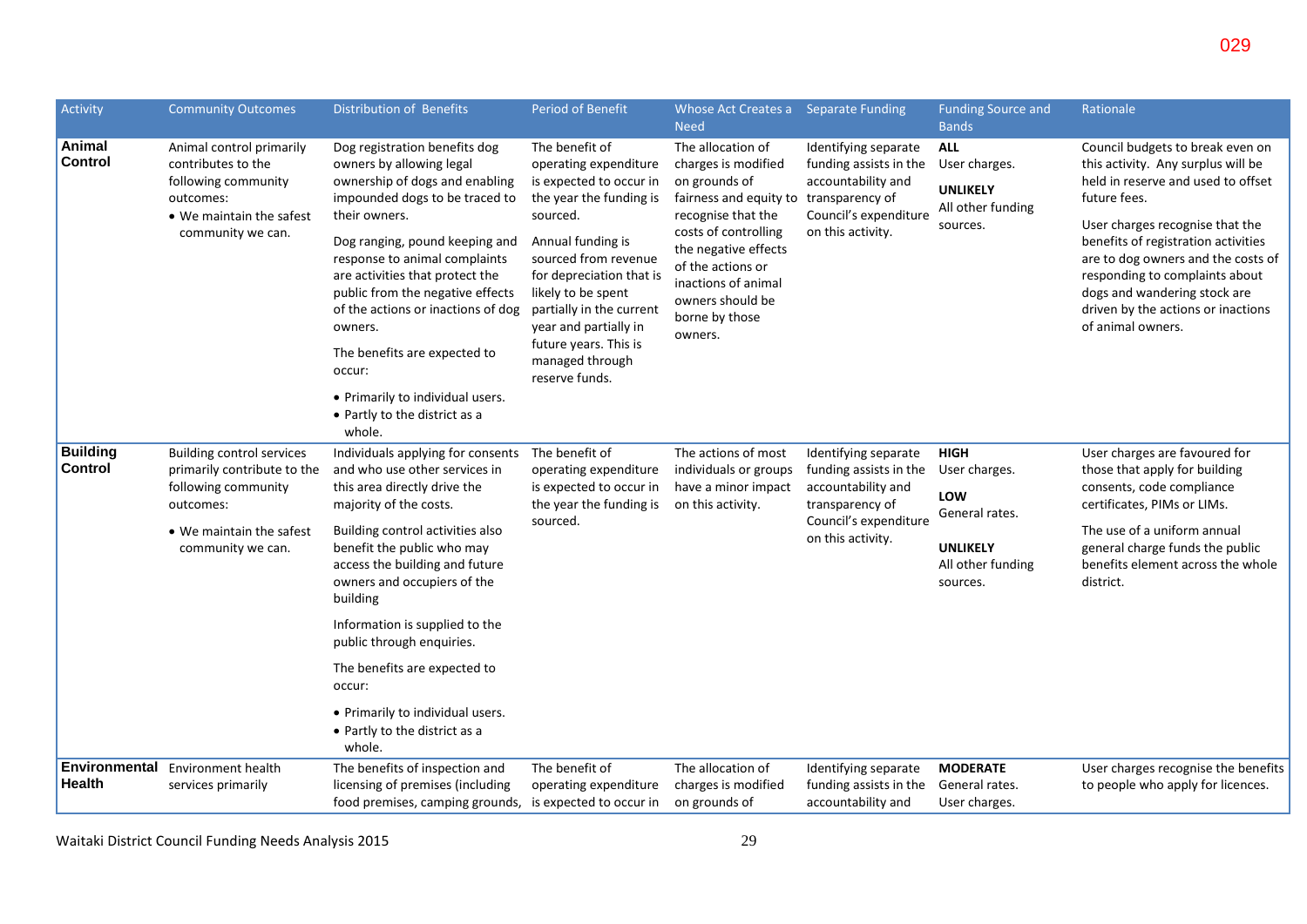| Activity | Community Outcomes | Distribution of Benefits | Period of Benefit | Whose Act Creates a Need | Separate Funding | Funding Source and Bands | Rationale |
|---|---|---|---|---|---|---|---|
| **Animal Control** | Animal control primarily contributes to the following community outcomes:<br>• We maintain the safest community we can. | Dog registration benefits dog owners by allowing legal ownership of dogs and enabling impounded dogs to be traced to their owners.<br><br>Dog ranging, pound keeping and response to animal complaints are activities that protect the public from the negative effects of the actions or inactions of dog owners.<br><br>The benefits are expected to occur:<br>• Primarily to individual users.<br>• Partly to the district as a whole. | The benefit of operating expenditure is expected to occur in the year the funding is sourced.<br><br>Annual funding is sourced from revenue for depreciation that is likely to be spent partially in the current year and partially in future years. This is managed through reserve funds. | The allocation of charges is modified on grounds of fairness and equity to recognise that the costs of controlling the negative effects of the actions or inactions of animal owners should be borne by those owners. | Identifying separate funding assists in the accountability and transparency of Council's expenditure on this activity. | **ALL**<br>User charges.<br><br>**UNLIKELY**<br>All other funding sources. | Council budgets to break even on this activity. Any surplus will be held in reserve and used to offset future fees.<br><br>User charges recognise that the benefits of registration activities are to dog owners and the costs of responding to complaints about dogs and wandering stock are driven by the actions or inactions of animal owners. |
| **Building Control** | Building control services primarily contribute to the following community outcomes:<br>• We maintain the safest community we can. | Individuals applying for consents and who use other services in this area directly drive the majority of the costs.<br><br>Building control activities also benefit the public who may access the building and future owners and occupiers of the building<br><br>Information is supplied to the public through enquiries.<br><br>The benefits are expected to occur:<br>• Primarily to individual users.<br>• Partly to the district as a whole. | The benefit of operating expenditure is expected to occur in the year the funding is sourced. | The actions of most individuals or groups have a minor impact on this activity. | Identifying separate funding assists in the accountability and transparency of Council's expenditure on this activity. | **HIGH**<br>User charges.<br><br>**LOW**<br>General rates.<br><br>**UNLIKELY**<br>All other funding sources. | User charges are favoured for those that apply for building consents, code compliance certificates, PIMs or LIMs.<br><br>The use of a uniform annual general charge funds the public benefits element across the whole district. |
| **Environmental Health** | Environment health services primarily | The benefits of inspection and licensing of premises (including food premises, camping grounds, | The benefit of operating expenditure is expected to occur in | The allocation of charges is modified on grounds of | Identifying separate funding assists in the accountability and | **MODERATE**<br>General rates.<br>User charges. | User charges recognise the benefits to people who apply for licences. |

Waitaki District Council Funding Needs Analysis 2015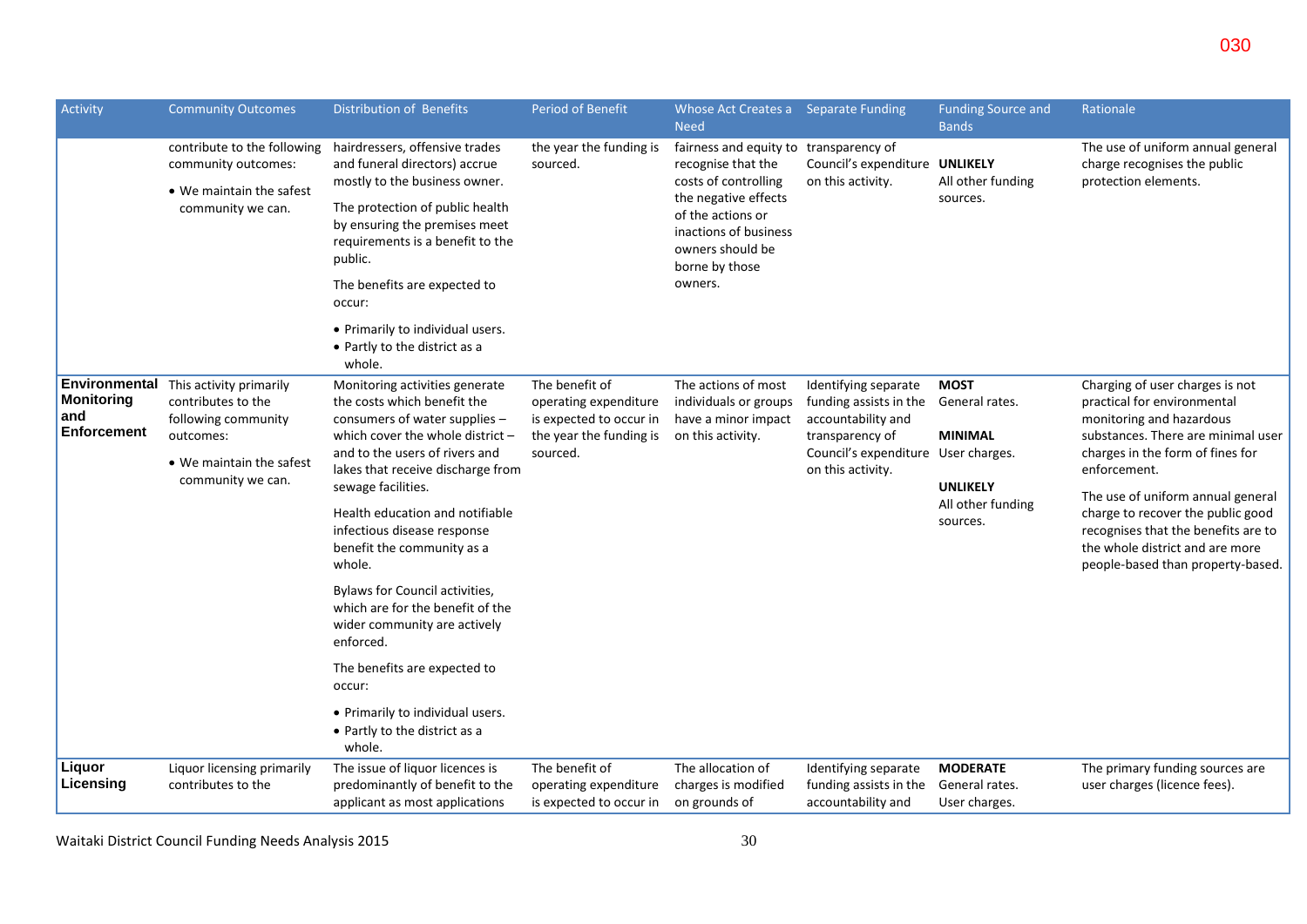| Activity | Community Outcomes | Distribution of Benefits | Period of Benefit | Whose Act Creates a Need | Separate Funding | Funding Source and Bands | Rationale |
|---|---|---|---|---|---|---|---|
| | contribute to the following community outcomes:<br>• We maintain the safest community we can. | hairdressers, offensive trades and funeral directors) accrue mostly to the business owner.<br>The protection of public health by ensuring the premises meet requirements is a benefit to the public.<br>The benefits are expected to occur:<br>• Primarily to individual users.<br>• Partly to the district as a whole. | the year the funding is sourced. | fairness and equity to recognise that the costs of controlling the negative effects of the actions or inactions of business owners should be borne by those owners. | transparency of Council's expenditure on this activity. | **UNLIKELY**<br>All other funding sources. | The use of uniform annual general charge recognises the public protection elements. |
| **Environmental Monitoring and Enforcement** | This activity primarily contributes to the following community outcomes:<br>• We maintain the safest community we can. | Monitoring activities generate the costs which benefit the consumers of water supplies – which cover the whole district – and to the users of rivers and lakes that receive discharge from sewage facilities.<br>Health education and notifiable infectious disease response benefit the community as a whole.<br>Bylaws for Council activities, which are for the benefit of the wider community are actively enforced.<br>The benefits are expected to occur:<br>• Primarily to individual users.<br>• Partly to the district as a whole. | The benefit of operating expenditure is expected to occur in the year the funding is sourced. | The actions of most individuals or groups have a minor impact on this activity. | Identifying separate funding assists in the accountability and transparency of Council's expenditure on this activity. | **MOST**<br>General rates.<br>**MINIMAL**<br>User charges.<br>**UNLIKELY**<br>All other funding sources. | Charging of user charges is not practical for environmental monitoring and hazardous substances. There are minimal user charges in the form of fines for enforcement.<br>The use of uniform annual general charge to recover the public good recognises that the benefits are to the whole district and are more people-based than property-based. |
| **Liquor Licensing** | Liquor licensing primarily contributes to the | The issue of liquor licences is predominantly of benefit to the applicant as most applications | The benefit of operating expenditure is expected to occur in | The allocation of charges is modified on grounds of | Identifying separate funding assists in the accountability and | **MODERATE**<br>General rates.<br>User charges. | The primary funding sources are user charges (licence fees). |

Waitaki District Council Funding Needs Analysis 2015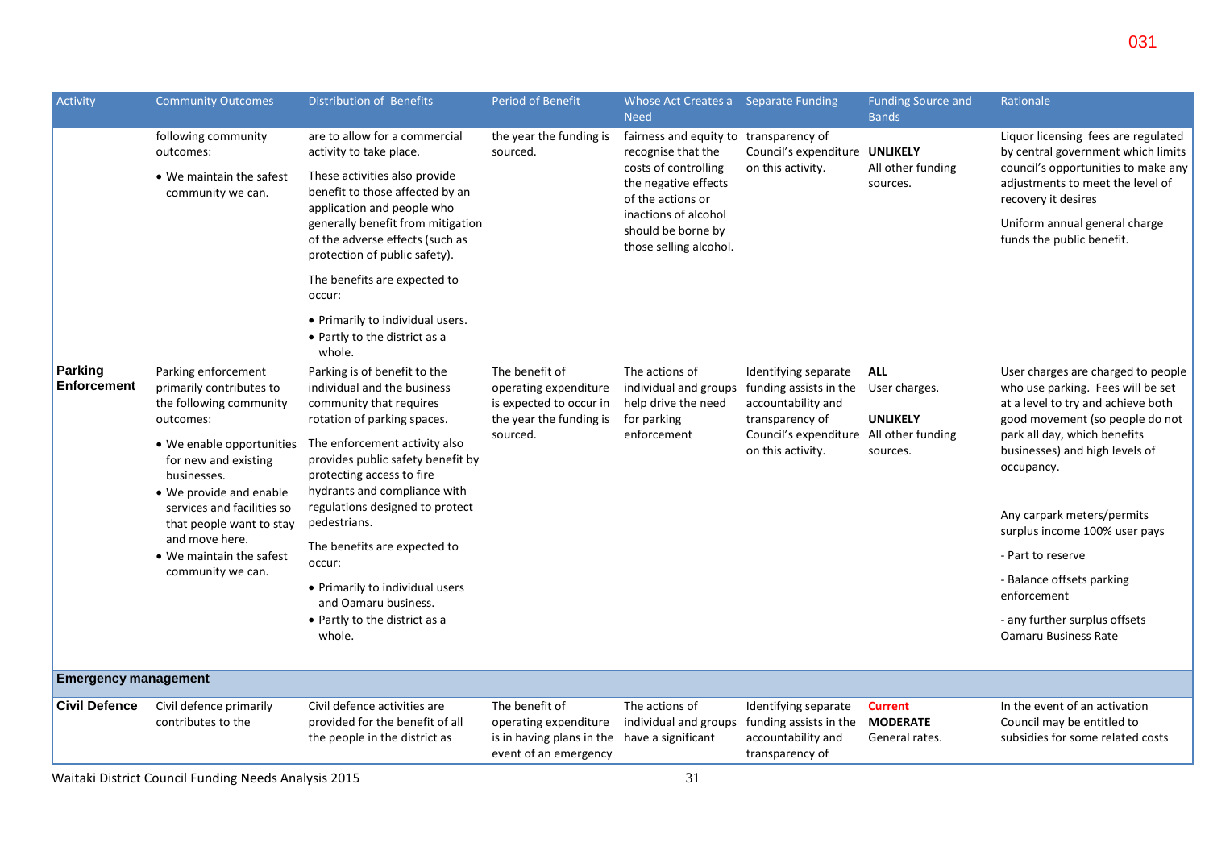| Activity | Community Outcomes | Distribution of Benefits | Period of Benefit | Whose Act Creates a Need | Separate Funding | Funding Source and Bands | Rationale |
|---|---|---|---|---|---|---|---|
| | following community outcomes: • We maintain the safest community we can. | are to allow for a commercial activity to take place. These activities also provide benefit to those affected by an application and people who generally benefit from mitigation of the adverse effects (such as protection of public safety). The benefits are expected to occur: • Primarily to individual users. • Partly to the district as a whole. | the year the funding is sourced. | fairness and equity to recognise that the costs of controlling the negative effects of the actions or inactions of alcohol should be borne by those selling alcohol. | transparency of Council's expenditure on this activity. | **UNLIKELY** All other funding sources. | Liquor licensing fees are regulated by central government which limits council's opportunities to make any adjustments to meet the level of recovery it desires. Uniform annual general charge funds the public benefit. |
| **Parking Enforcement** | Parking enforcement primarily contributes to the following community outcomes: • We enable opportunities for new and existing businesses. • We provide and enable services and facilities so that people want to stay and move here. • We maintain the safest community we can. | Parking is of benefit to the individual and the business community that requires rotation of parking spaces. The enforcement activity also provides public safety benefit by protecting access to fire hydrants and compliance with regulations designed to protect pedestrians. The benefits are expected to occur: • Primarily to individual users and Oamaru business. • Partly to the district as a whole. | The benefit of operating expenditure is expected to occur in the year the funding is sourced. | The actions of individual and groups help drive the need for parking enforcement | Identifying separate funding assists in the accountability and transparency of Council's expenditure on this activity. | **ALL** User charges. **UNLIKELY** All other funding sources. | User charges are charged to people who use parking. Fees will be set at a level to try and achieve both good movement (so people do not park all day, which benefits businesses) and high levels of occupancy. Any carpark meters/permits surplus income 100% user pays - Part to reserve - Balance offsets parking enforcement - any further surplus offsets Oamaru Business Rate |
| **Emergency management** | | | | | | | |
| **Civil Defence** | Civil defence primarily contributes to the | Civil defence activities are provided for the benefit of all the people in the district as | The benefit of operating expenditure is in having plans in the event of an emergency | The actions of individual and groups have a significant | Identifying separate funding assists in the accountability and transparency of | **Current** **MODERATE** General rates. | In the event of an activation Council may be entitled to subsidies for some related costs |

Waitaki District Council Funding Needs Analysis 2015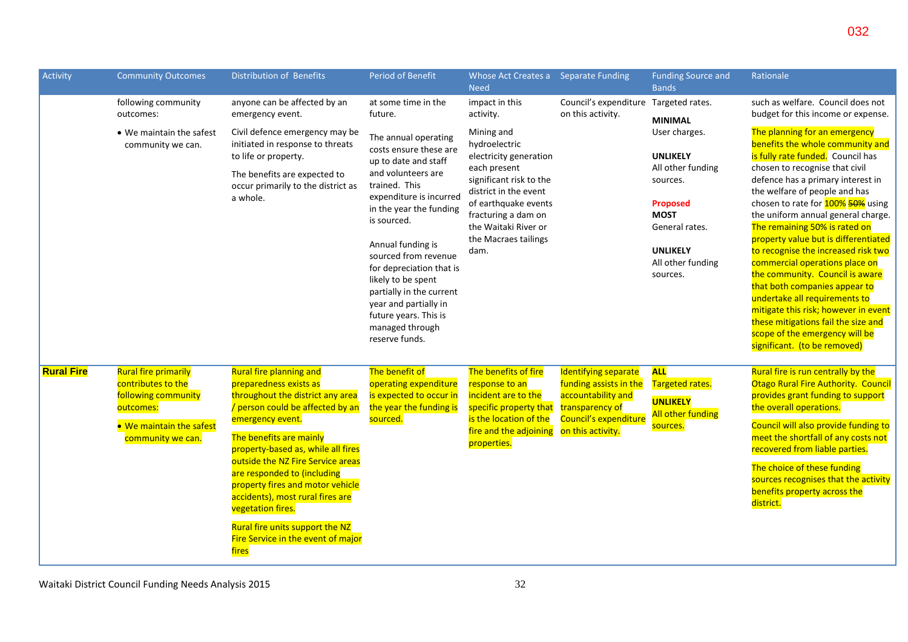| Activity | Community Outcomes | Distribution of Benefits | Period of Benefit | Whose Act Creates a Need | Separate Funding | Funding Source and Bands | Rationale |
|---|---|---|---|---|---|---|---|
| | following community outcomes:<br>• We maintain the safest community we can. | anyone can be affected by an emergency event.<br>Civil defence emergency may be initiated in response to threats to life or property.<br>The benefits are expected to occur primarily to the district as a whole. | at some time in the future.<br>The annual operating costs ensure these are up to date and staff and volunteers are trained. This expenditure is incurred in the year the funding is sourced.<br>Annual funding is sourced from revenue for depreciation that is likely to be spent partially in the current year and partially in future years. This is managed through reserve funds. | impact in this activity.<br>Mining and hydroelectric electricity generation each present significant risk to the district in the event of earthquake events fracturing a dam on the Waitaki River or the Macraes tailings dam. | Council's expenditure on this activity. | Targeted rates.<br>**MINIMAL**<br>User charges.<br>**UNLIKELY**<br>All other funding sources.<br>**Proposed**<br>**MOST**<br>General rates.<br>**UNLIKELY**<br>All other funding sources. | such as welfare. Council does not budget for this income or expense.<br>The planning for an emergency benefits the whole community and is fully rate funded. Council has chosen to recognise that civil defence has a primary interest in the welfare of people and has chosen to rate for 100% ~~50%~~ using the uniform annual general charge. The remaining 50% is rated on property value but is differentiated to recognise the increased risk two commercial operations place on the community. Council is aware that both companies appear to undertake all requirements to mitigate this risk; however in event these mitigations fail the size and scope of the emergency will be significant. (to be removed) |
| **Rural Fire** | Rural fire primarily contributes to the following community outcomes:<br>• We maintain the safest community we can. | Rural fire planning and preparedness exists as throughout the district any area / person could be affected by an emergency event.<br>The benefits are mainly property-based as, while all fires outside the NZ Fire Service areas are responded to (including property fires and motor vehicle accidents), most rural fires are vegetation fires.<br>Rural fire units support the NZ Fire Service in the event of major fires | The benefit of operating expenditure is expected to occur in the year the funding is sourced. | The benefits of fire response to an incident are to the specific property that is the location of the fire and the adjoining properties. | Identifying separate funding assists in the accountability and transparency of Council's expenditure on this activity. | **ALL**<br>Targeted rates.<br>**UNLIKELY**<br>All other funding sources. | Rural fire is run centrally by the Otago Rural Fire Authority. Council provides grant funding to support the overall operations.<br>Council will also provide funding to meet the shortfall of any costs not recovered from liable parties.<br>The choice of these funding sources recognises that the activity benefits property across the district. |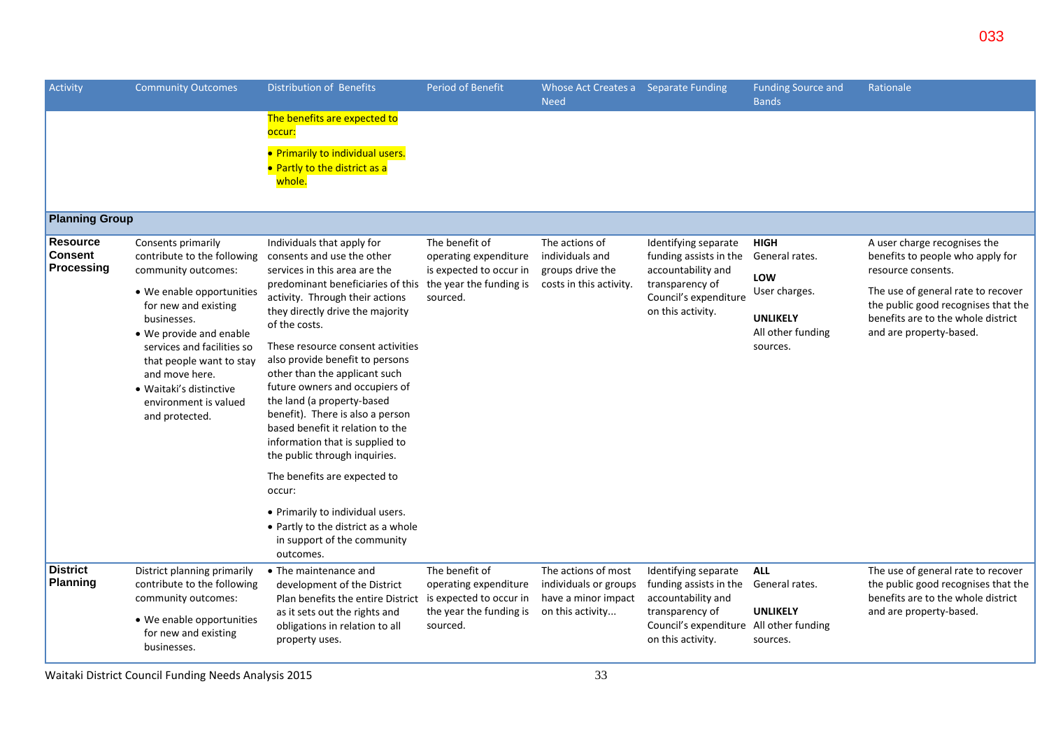| Activity | Community Outcomes | Distribution of Benefits | Period of Benefit | Whose Act Creates a Need | Separate Funding | Funding Source and Bands | Rationale |
|---|---|---|---|---|---|---|---|
| | | The benefits are expected to occur:<br>• Primarily to individual users.<br>• Partly to the district as a whole. | | | | | |
| **Planning Group** | | | | | | | |
| **Resource Consent Processing** | Consents primarily contribute to the following community outcomes:<br>• We enable opportunities for new and existing businesses.<br>• We provide and enable services and facilities so that people want to stay and move here.<br>• Waitaki's distinctive environment is valued and protected. | Individuals that apply for consents and use the other services in this area are the predominant beneficiaries of this activity. Through their actions they directly drive the majority of the costs.<br>These resource consent activities also provide benefit to persons other than the applicant such future owners and occupiers of the land (a property-based benefit). There is also a person based benefit it relation to the information that is supplied to the public through inquiries.<br>The benefits are expected to occur:<br>• Primarily to individual users.<br>• Partly to the district as a whole in support of the community outcomes. | The benefit of operating expenditure is expected to occur in the year the funding is sourced. | The actions of individuals and groups drive the costs in this activity. | Identifying separate funding assists in the accountability and transparency of Council's expenditure on this activity. | **HIGH**<br>General rates.<br>**LOW**<br>User charges.<br>**UNLIKELY**<br>All other funding sources. | A user charge recognises the benefits to people who apply for resource consents.<br>The use of general rate to recover the public good recognises that the benefits are to the whole district and are property-based. |
| **District Planning** | District planning primarily contribute to the following community outcomes:<br>• We enable opportunities for new and existing businesses. | • The maintenance and development of the District Plan benefits the entire District as it sets out the rights and obligations in relation to all property uses. | The benefit of operating expenditure is expected to occur in the year the funding is sourced. | The actions of most individuals or groups have a minor impact on this activity... | Identifying separate funding assists in the accountability and transparency of Council's expenditure on this activity. | **ALL**<br>General rates.<br>**UNLIKELY**<br>All other funding sources. | The use of general rate to recover the public good recognises that the benefits are to the whole district and are property-based. |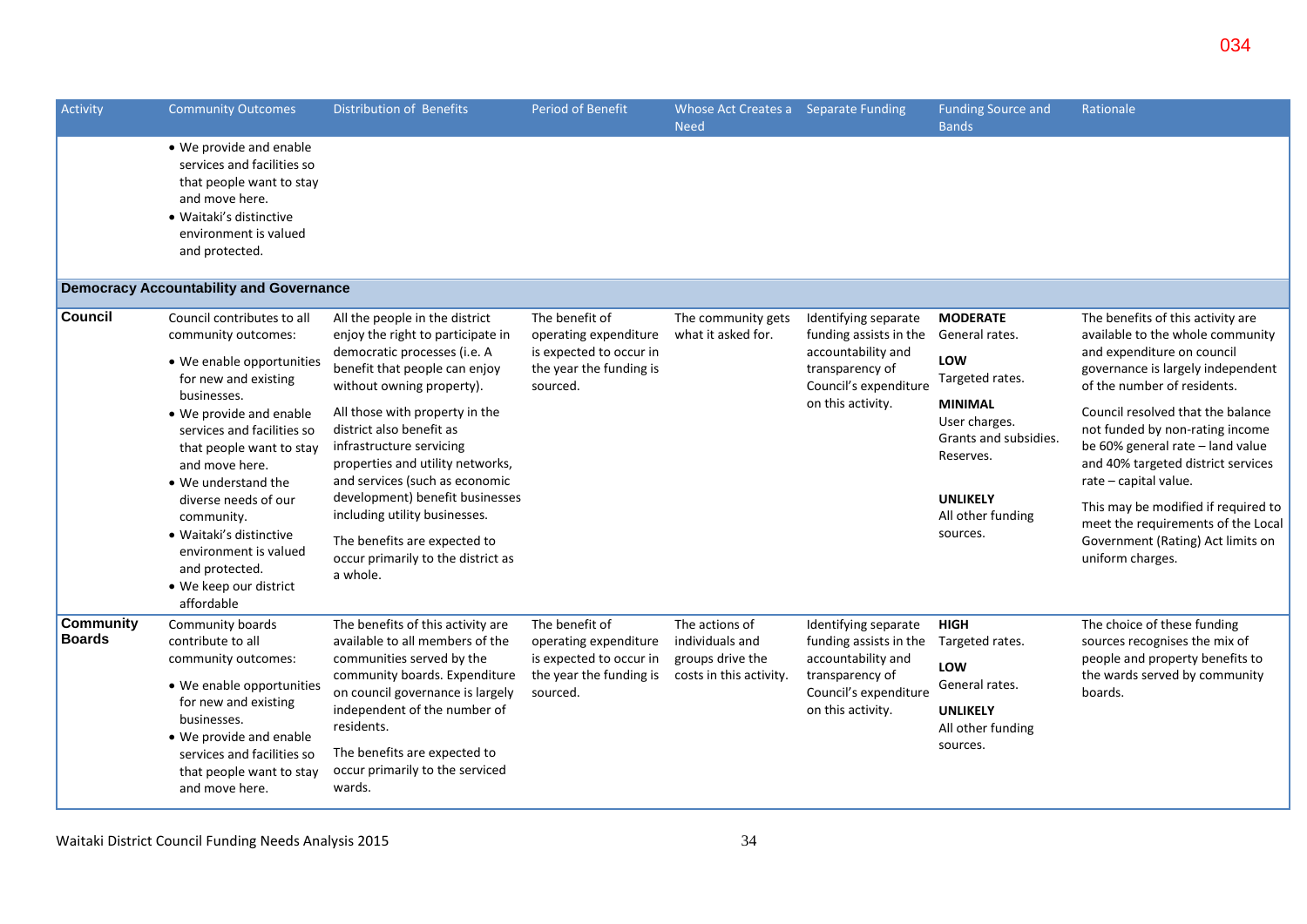| Activity | Community Outcomes | Distribution of Benefits | Period of Benefit | Whose Act Creates a Need | Separate Funding | Funding Source and Bands | Rationale |
|---|---|---|---|---|---|---|---|
| | • We provide and enable services and facilities so that people want to stay and move here.<br>• Waitaki's distinctive environment is valued and protected. | | | | | | |
| **Democracy Accountability and Governance** | | | | | | | |
| **Council** | Council contributes to all community outcomes:<br>• We enable opportunities for new and existing businesses.<br>• We provide and enable services and facilities so that people want to stay and move here.<br>• We understand the diverse needs of our community.<br>• Waitaki's distinctive environment is valued and protected.<br>• We keep our district affordable | All the people in the district enjoy the right to participate in democratic processes (i.e. A benefit that people can enjoy without owning property).<br>All those with property in the district also benefit as infrastructure servicing properties and utility networks, and services (such as economic development) benefit businesses including utility businesses.<br>The benefits are expected to occur primarily to the district as a whole. | The benefit of operating expenditure is expected to occur in the year the funding is sourced. | The community gets what it asked for. | Identifying separate funding assists in the accountability and transparency of Council's expenditure on this activity. | **MODERATE**<br>General rates.<br>**LOW**<br>Targeted rates.<br>**MINIMAL**<br>User charges.<br>Grants and subsidies.<br>Reserves.<br>**UNLIKELY**<br>All other funding sources. | The benefits of this activity are available to the whole community and expenditure on council governance is largely independent of the number of residents.<br>Council resolved that the balance not funded by non-rating income be 60% general rate – land value and 40% targeted district services rate – capital value.<br>This may be modified if required to meet the requirements of the Local Government (Rating) Act limits on uniform charges. |
| **Community Boards** | Community boards contribute to all community outcomes:<br>• We enable opportunities for new and existing businesses.<br>• We provide and enable services and facilities so that people want to stay and move here. | The benefits of this activity are available to all members of the communities served by the community boards. Expenditure on council governance is largely independent of the number of residents.<br>The benefits are expected to occur primarily to the serviced wards. | The benefit of operating expenditure is expected to occur in the year the funding is sourced. | The actions of individuals and groups drive the costs in this activity. | Identifying separate funding assists in the accountability and transparency of Council's expenditure on this activity. | **HIGH**<br>Targeted rates.<br>**LOW**<br>General rates.<br>**UNLIKELY**<br>All other funding sources. | The choice of these funding sources recognises the mix of people and property benefits to the wards served by community boards. |

Waitaki District Council Funding Needs Analysis 2015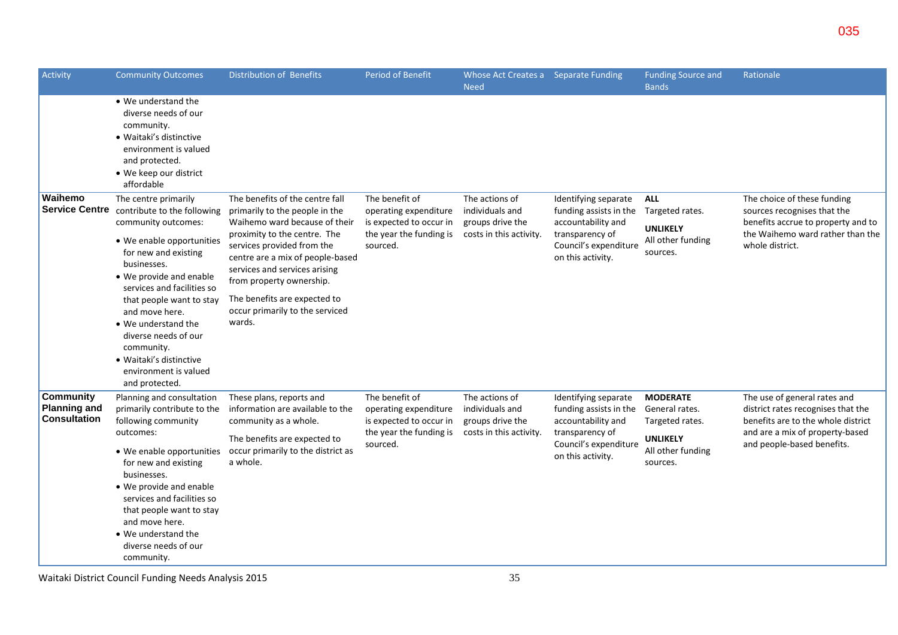| Activity | Community Outcomes | Distribution of Benefits | Period of Benefit | Whose Act Creates a Need | Separate Funding | Funding Source and Bands | Rationale |
|---|---|---|---|---|---|---|---|
| | • We understand the diverse needs of our community.<br>• Waitaki's distinctive environment is valued and protected.<br>• We keep our district affordable | | | | | | |
| **Waihemo Service Centre** | The centre primarily contribute to the following community outcomes:<br>• We enable opportunities for new and existing businesses.<br>• We provide and enable services and facilities so that people want to stay and move here.<br>• We understand the diverse needs of our community.<br>• Waitaki's distinctive environment is valued and protected. | The benefits of the centre fall primarily to the people in the Waihemo ward because of their proximity to the centre. The services provided from the centre are a mix of people-based services and services arising from property ownership.<br>The benefits are expected to occur primarily to the serviced wards. | The benefit of operating expenditure is expected to occur in the year the funding is sourced. | The actions of individuals and groups drive the costs in this activity. | Identifying separate funding assists in the accountability and transparency of Council's expenditure on this activity. | **ALL**<br>Targeted rates.<br>**UNLIKELY**<br>All other funding sources. | The choice of these funding sources recognises that the benefits accrue to property and to the Waihemo ward rather than the whole district. |
| **Community Planning and Consultation** | Planning and consultation primarily contribute to the following community outcomes:<br>• We enable opportunities for new and existing businesses.<br>• We provide and enable services and facilities so that people want to stay and move here.<br>• We understand the diverse needs of our community. | These plans, reports and information are available to the community as a whole.<br>The benefits are expected to occur primarily to the district as a whole. | The benefit of operating expenditure is expected to occur in the year the funding is sourced. | The actions of individuals and groups drive the costs in this activity. | Identifying separate funding assists in the accountability and transparency of Council's expenditure on this activity. | **MODERATE**<br>General rates.<br>Targeted rates.<br>**UNLIKELY**<br>All other funding sources. | The use of general rates and district rates recognises that the benefits are to the whole district and are a mix of property-based and people-based benefits. |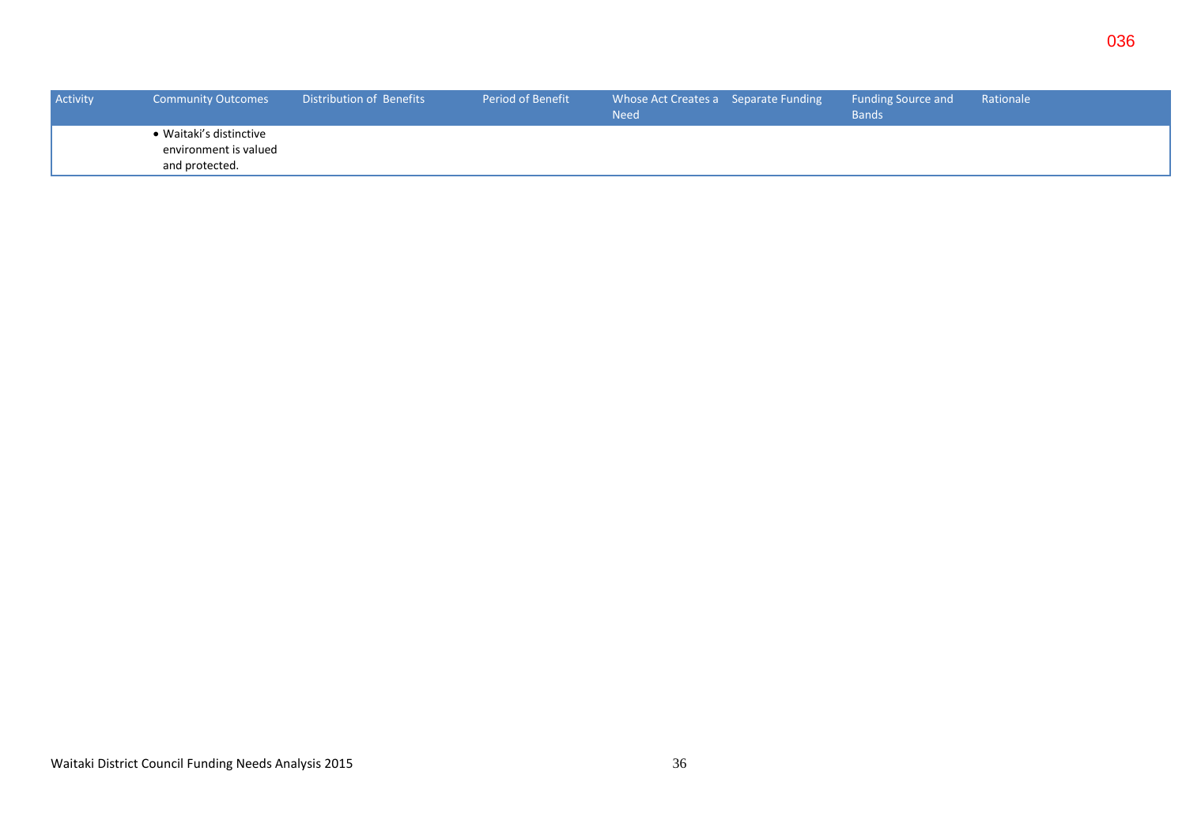| Activity | Community Outcomes | Distribution of Benefits | Period of Benefit | Whose Act Creates a Need | Separate Funding | Funding Source and Bands | Rationale |
|---|---|---|---|---|---|---|---|
| | • Waitaki's distinctive environment is valued and protected. | | | | | | |